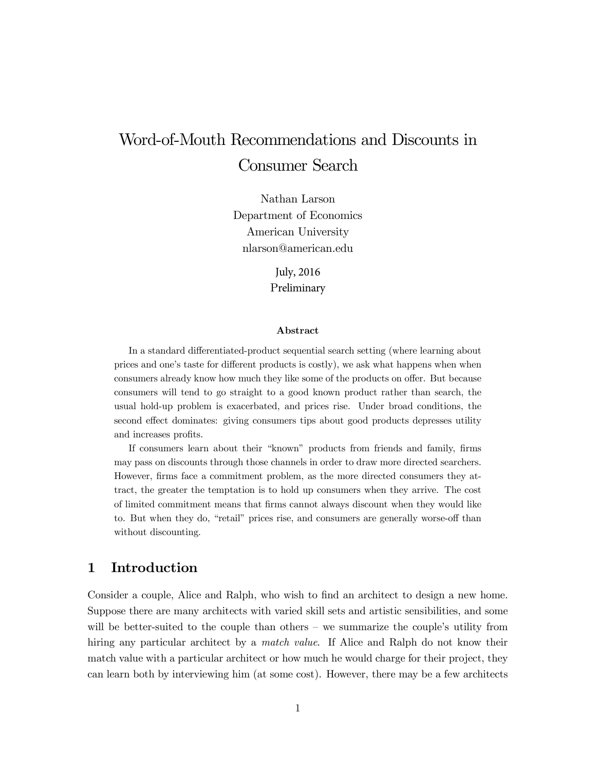# Word-of-Mouth Recommendations and Discounts in Consumer Search

Nathan Larson
Department of Economics
American University
nlarson@american.edu

July, 2016
Preliminary

**Abstract**

In a standard differentiated-product sequential search setting (where learning about prices and one's taste for different products is costly), we ask what happens when when consumers already know how much they like some of the products on offer. But because consumers will tend to go straight to a good known product rather than search, the usual hold-up problem is exacerbated, and prices rise. Under broad conditions, the second effect dominates: giving consumers tips about good products depresses utility and increases profits.

If consumers learn about their "known" products from friends and family, firms may pass on discounts through those channels in order to draw more directed searchers. However, firms face a commitment problem, as the more directed consumers they attract, the greater the temptation is to hold up consumers when they arrive. The cost of limited commitment means that firms cannot always discount when they would like to. But when they do, "retail" prices rise, and consumers are generally worse-off than without discounting.

## 1 Introduction

Consider a couple, Alice and Ralph, who wish to find an architect to design a new home. Suppose there are many architects with varied skill sets and artistic sensibilities, and some will be better-suited to the couple than others – we summarize the couple's utility from hiring any particular architect by a *match value*. If Alice and Ralph do not know their match value with a particular architect or how much he would charge for their project, they can learn both by interviewing him (at some cost). However, there may be a few architects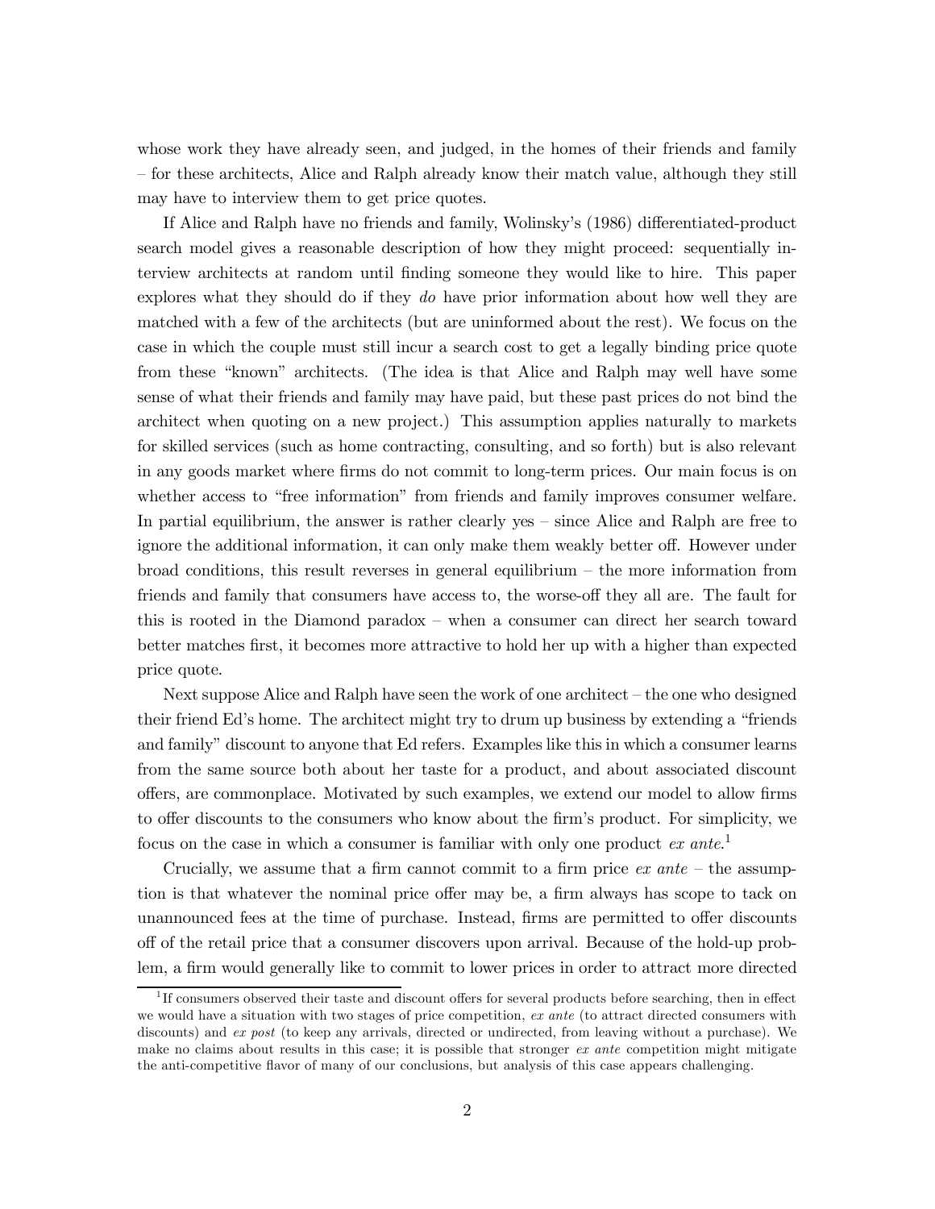whose work they have already seen, and judged, in the homes of their friends and family – for these architects, Alice and Ralph already know their match value, although they still may have to interview them to get price quotes.

If Alice and Ralph have no friends and family, Wolinsky's (1986) differentiated-product search model gives a reasonable description of how they might proceed: sequentially interview architects at random until finding someone they would like to hire. This paper explores what they should do if they *do* have prior information about how well they are matched with a few of the architects (but are uninformed about the rest). We focus on the case in which the couple must still incur a search cost to get a legally binding price quote from these "known" architects. (The idea is that Alice and Ralph may well have some sense of what their friends and family may have paid, but these past prices do not bind the architect when quoting on a new project.) This assumption applies naturally to markets for skilled services (such as home contracting, consulting, and so forth) but is also relevant in any goods market where firms do not commit to long-term prices. Our main focus is on whether access to "free information" from friends and family improves consumer welfare. In partial equilibrium, the answer is rather clearly yes – since Alice and Ralph are free to ignore the additional information, it can only make them weakly better off. However under broad conditions, this result reverses in general equilibrium – the more information from friends and family that consumers have access to, the worse-off they all are. The fault for this is rooted in the Diamond paradox – when a consumer can direct her search toward better matches first, it becomes more attractive to hold her up with a higher than expected price quote.

Next suppose Alice and Ralph have seen the work of one architect – the one who designed their friend Ed's home. The architect might try to drum up business by extending a "friends and family" discount to anyone that Ed refers. Examples like this in which a consumer learns from the same source both about her taste for a product, and about associated discount offers, are commonplace. Motivated by such examples, we extend our model to allow firms to offer discounts to the consumers who know about the firm's product. For simplicity, we focus on the case in which a consumer is familiar with only one product *ex ante*.[1]

Crucially, we assume that a firm cannot commit to a firm price *ex ante* – the assumption is that whatever the nominal price offer may be, a firm always has scope to tack on unannounced fees at the time of purchase. Instead, firms are permitted to offer discounts off of the retail price that a consumer discovers upon arrival. Because of the hold-up problem, a firm would generally like to commit to lower prices in order to attract more directed

[1] If consumers observed their taste and discount offers for several products before searching, then in effect we would have a situation with two stages of price competition, *ex ante* (to attract directed consumers with discounts) and *ex post* (to keep any arrivals, directed or undirected, from leaving without a purchase). We make no claims about results in this case; it is possible that stronger *ex ante* competition might mitigate the anti-competitive flavor of many of our conclusions, but analysis of this case appears challenging.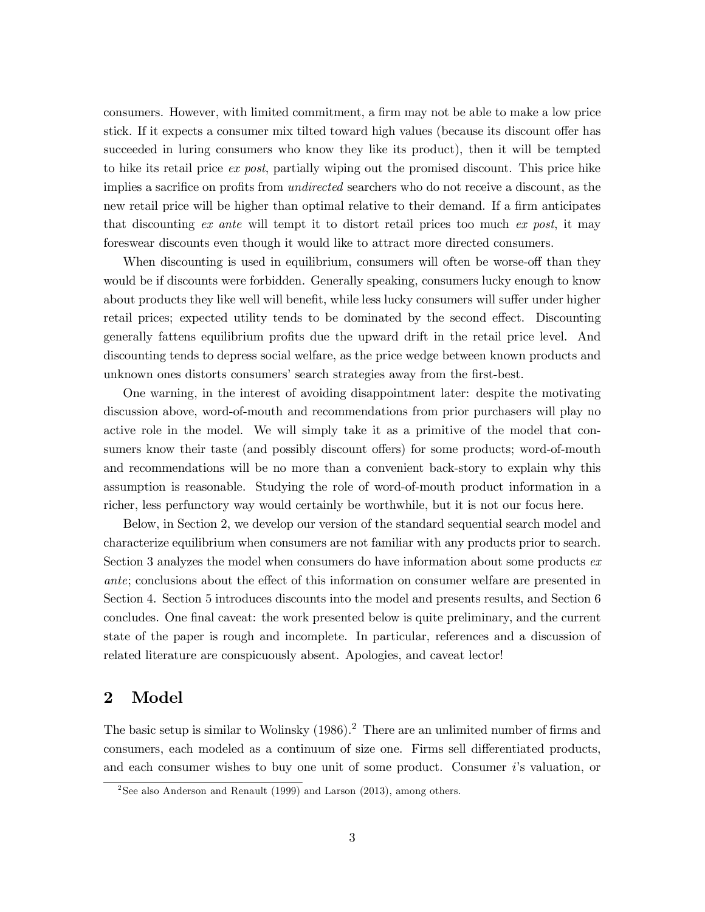consumers. However, with limited commitment, a firm may not be able to make a low price stick. If it expects a consumer mix tilted toward high values (because its discount offer has succeeded in luring consumers who know they like its product), then it will be tempted to hike its retail price *ex post*, partially wiping out the promised discount. This price hike implies a sacrifice on profits from *undirected* searchers who do not receive a discount, as the new retail price will be higher than optimal relative to their demand. If a firm anticipates that discounting *ex ante* will tempt it to distort retail prices too much *ex post*, it may foreswear discounts even though it would like to attract more directed consumers.

When discounting is used in equilibrium, consumers will often be worse-off than they would be if discounts were forbidden. Generally speaking, consumers lucky enough to know about products they like well will benefit, while less lucky consumers will suffer under higher retail prices; expected utility tends to be dominated by the second effect. Discounting generally fattens equilibrium profits due the upward drift in the retail price level. And discounting tends to depress social welfare, as the price wedge between known products and unknown ones distorts consumers' search strategies away from the first-best.

One warning, in the interest of avoiding disappointment later: despite the motivating discussion above, word-of-mouth and recommendations from prior purchasers will play no active role in the model. We will simply take it as a primitive of the model that consumers know their taste (and possibly discount offers) for some products; word-of-mouth and recommendations will be no more than a convenient back-story to explain why this assumption is reasonable. Studying the role of word-of-mouth product information in a richer, less perfunctory way would certainly be worthwhile, but it is not our focus here.

Below, in Section 2, we develop our version of the standard sequential search model and characterize equilibrium when consumers are not familiar with any products prior to search. Section 3 analyzes the model when consumers do have information about some products *ex ante*; conclusions about the effect of this information on consumer welfare are presented in Section 4. Section 5 introduces discounts into the model and presents results, and Section 6 concludes. One final caveat: the work presented below is quite preliminary, and the current state of the paper is rough and incomplete. In particular, references and a discussion of related literature are conspicuously absent. Apologies, and caveat lector!

## 2 Model

The basic setup is similar to Wolinsky (1986).[2] There are an unlimited number of firms and consumers, each modeled as a continuum of size one. Firms sell differentiated products, and each consumer wishes to buy one unit of some product. Consumer $i$'s valuation, or

[2] See also Anderson and Renault (1999) and Larson (2013), among others.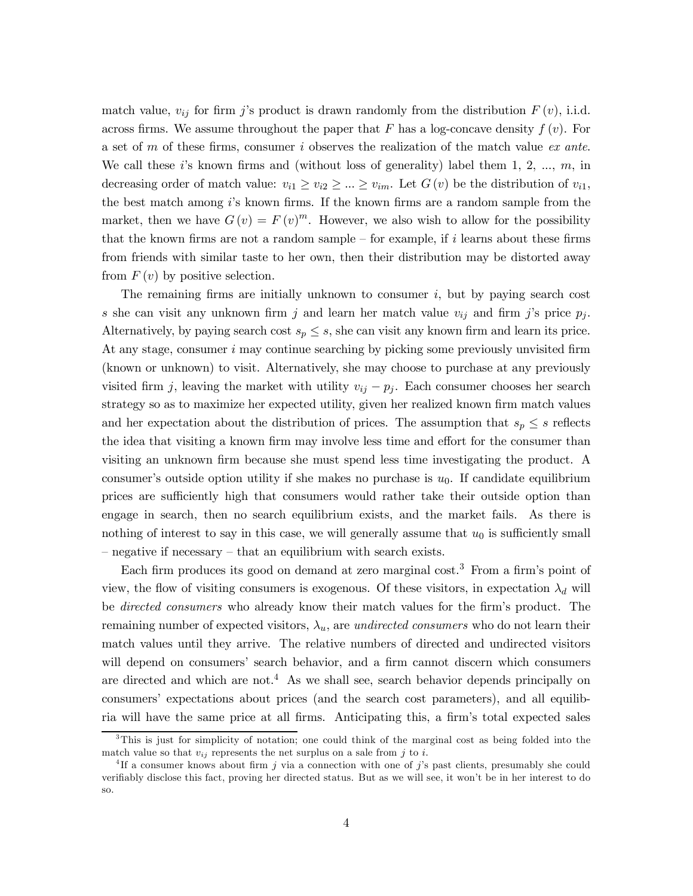match value, $v_{ij}$ for firm $j$'s product is drawn randomly from the distribution $F(v)$, i.i.d. across firms. We assume throughout the paper that $F$ has a log-concave density $f(v)$. For a set of $m$ of these firms, consumer $i$ observes the realization of the match value *ex ante*. We call these $i$'s known firms and (without loss of generality) label them 1, 2, ..., $m$, in decreasing order of match value: $v_{i1} \geq v_{i2} \geq ... \geq v_{im}$. Let $G(v)$ be the distribution of $v_{i1}$, the best match among $i$'s known firms. If the known firms are a random sample from the market, then we have $G(v) = F(v)^m$. However, we also wish to allow for the possibility that the known firms are not a random sample – for example, if $i$ learns about these firms from friends with similar taste to her own, then their distribution may be distorted away from $F(v)$ by positive selection.

The remaining firms are initially unknown to consumer $i$, but by paying search cost $s$ she can visit any unknown firm $j$ and learn her match value $v_{ij}$ and firm $j$'s price $p_j$. Alternatively, by paying search cost $s_p \leq s$, she can visit any known firm and learn its price. At any stage, consumer $i$ may continue searching by picking some previously unvisited firm (known or unknown) to visit. Alternatively, she may choose to purchase at any previously visited firm $j$, leaving the market with utility $v_{ij} - p_j$. Each consumer chooses her search strategy so as to maximize her expected utility, given her realized known firm match values and her expectation about the distribution of prices. The assumption that $s_p \leq s$ reflects the idea that visiting a known firm may involve less time and effort for the consumer than visiting an unknown firm because she must spend less time investigating the product. A consumer's outside option utility if she makes no purchase is $u_0$. If candidate equilibrium prices are sufficiently high that consumers would rather take their outside option than engage in search, then no search equilibrium exists, and the market fails. As there is nothing of interest to say in this case, we will generally assume that $u_0$ is sufficiently small – negative if necessary – that an equilibrium with search exists.

Each firm produces its good on demand at zero marginal cost.[3] From a firm's point of view, the flow of visiting consumers is exogenous. Of these visitors, in expectation $\lambda_d$ will be *directed consumers* who already know their match values for the firm's product. The remaining number of expected visitors, $\lambda_u$, are *undirected consumers* who do not learn their match values until they arrive. The relative numbers of directed and undirected visitors will depend on consumers' search behavior, and a firm cannot discern which consumers are directed and which are not.[4] As we shall see, search behavior depends principally on consumers' expectations about prices (and the search cost parameters), and all equilibria will have the same price at all firms. Anticipating this, a firm's total expected sales

---

[3] This is just for simplicity of notation; one could think of the marginal cost as being folded into the match value so that $v_{ij}$ represents the net surplus on a sale from $j$ to $i$.

[4] If a consumer knows about firm $j$ via a connection with one of $j$'s past clients, presumably she could verifiably disclose this fact, proving her directed status. But as we will see, it won't be in her interest to do so.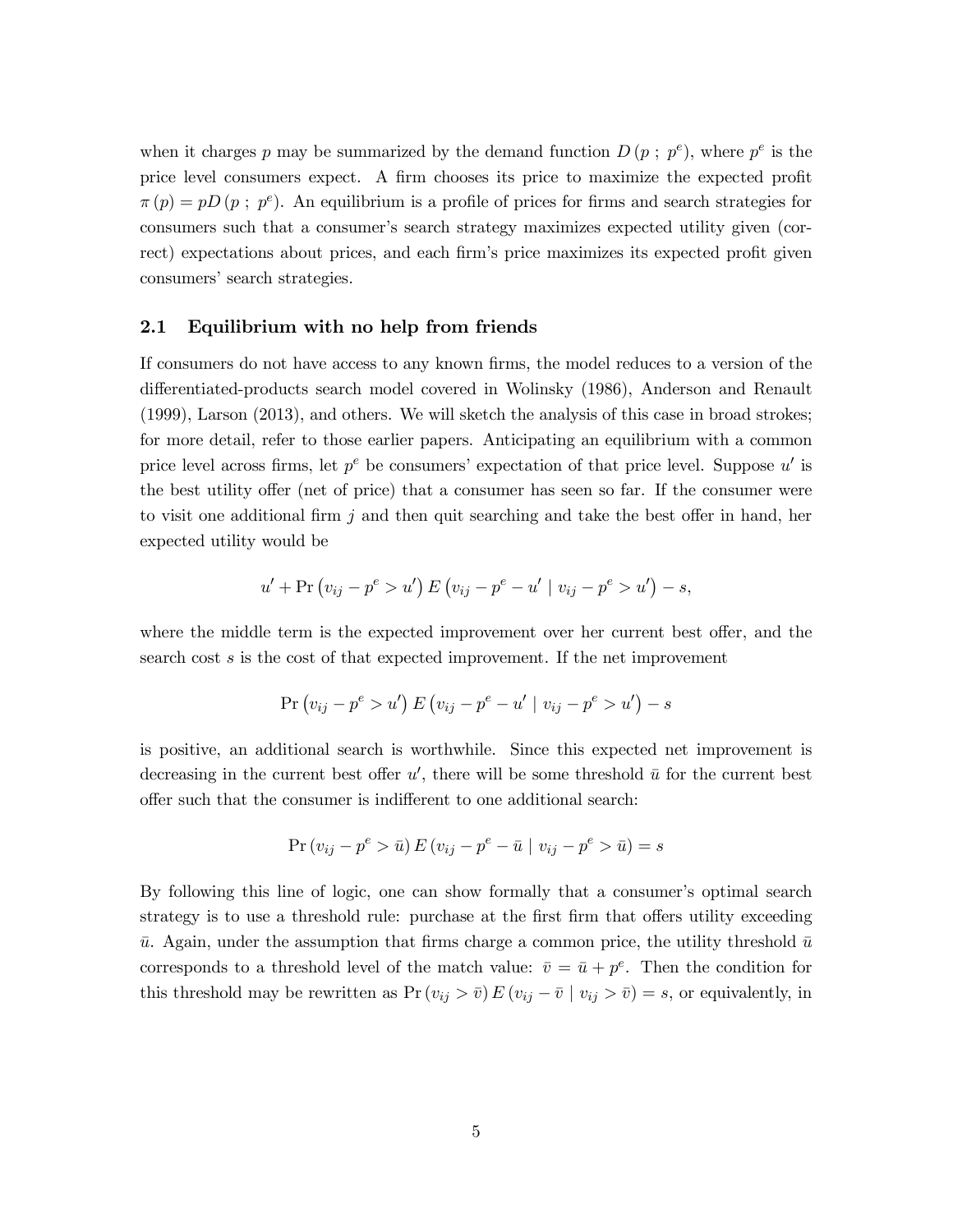when it charges $p$ may be summarized by the demand function $D(p\ ;\ p^e)$, where $p^e$ is the price level consumers expect. A firm chooses its price to maximize the expected profit $\pi(p) = pD(p\ ;\ p^e)$. An equilibrium is a profile of prices for firms and search strategies for consumers such that a consumer's search strategy maximizes expected utility given (correct) expectations about prices, and each firm's price maximizes its expected profit given consumers' search strategies.

### 2.1 Equilibrium with no help from friends

If consumers do not have access to any known firms, the model reduces to a version of the differentiated-products search model covered in Wolinsky (1986), Anderson and Renault (1999), Larson (2013), and others. We will sketch the analysis of this case in broad strokes; for more detail, refer to those earlier papers. Anticipating an equilibrium with a common price level across firms, let $p^e$ be consumers' expectation of that price level. Suppose $u'$ is the best utility offer (net of price) that a consumer has seen so far. If the consumer were to visit one additional firm $j$ and then quit searching and take the best offer in hand, her expected utility would be

$$u' + \Pr\left(v_{ij} - p^e > u'\right) E\left(v_{ij} - p^e - u' \mid v_{ij} - p^e > u'\right) - s,$$

where the middle term is the expected improvement over her current best offer, and the search cost $s$ is the cost of that expected improvement. If the net improvement

$$\Pr\left(v_{ij} - p^e > u'\right) E\left(v_{ij} - p^e - u' \mid v_{ij} - p^e > u'\right) - s$$

is positive, an additional search is worthwhile. Since this expected net improvement is decreasing in the current best offer $u'$, there will be some threshold $\bar{u}$ for the current best offer such that the consumer is indifferent to one additional search:

$$\Pr\left(v_{ij} - p^e > \bar{u}\right) E\left(v_{ij} - p^e - \bar{u} \mid v_{ij} - p^e > \bar{u}\right) = s$$

By following this line of logic, one can show formally that a consumer's optimal search strategy is to use a threshold rule: purchase at the first firm that offers utility exceeding $\bar{u}$. Again, under the assumption that firms charge a common price, the utility threshold $\bar{u}$ corresponds to a threshold level of the match value: $\bar{v} = \bar{u} + p^e$. Then the condition for this threshold may be rewritten as $\Pr\left(v_{ij} > \bar{v}\right) E\left(v_{ij} - \bar{v} \mid v_{ij} > \bar{v}\right) = s$, or equivalently, in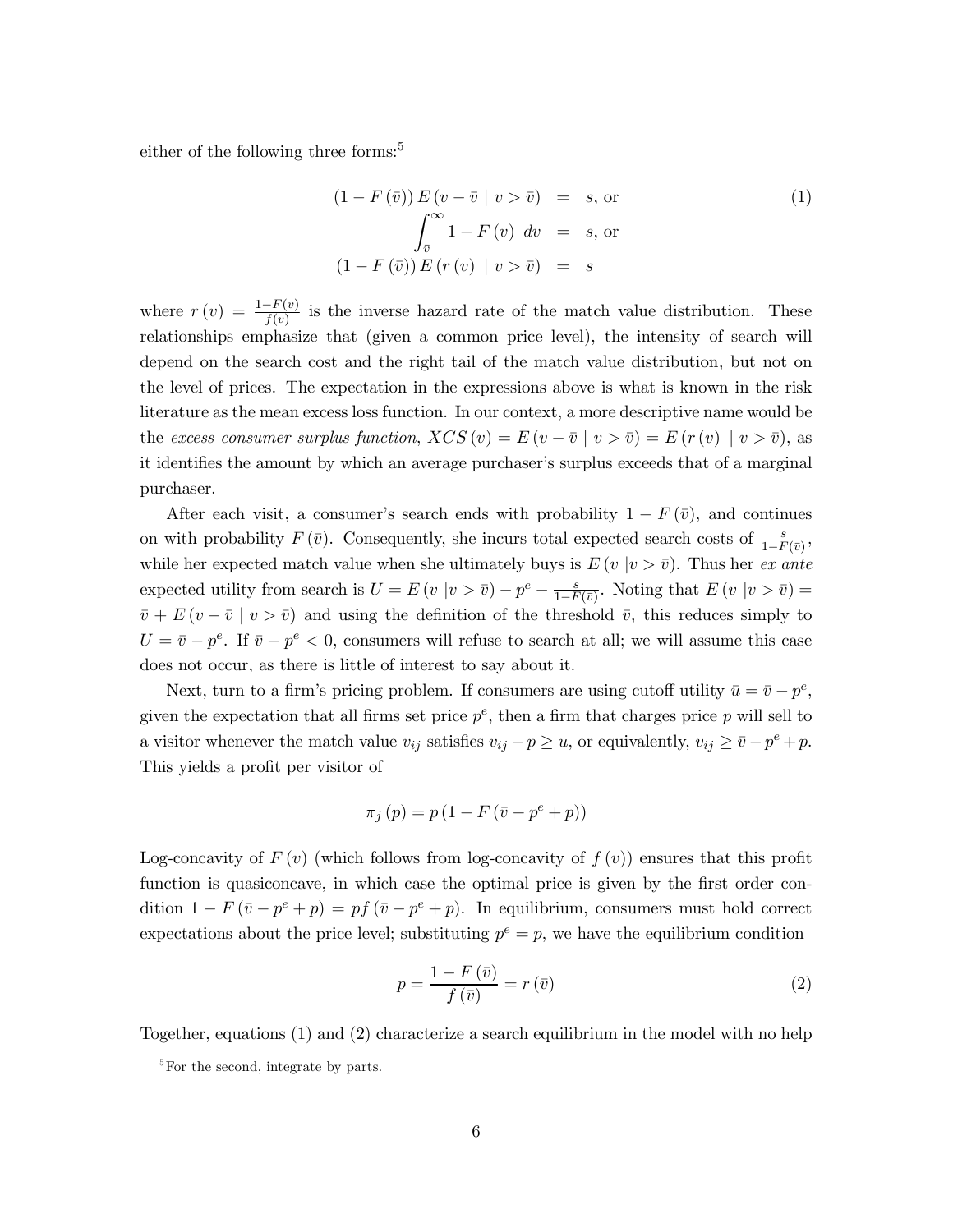either of the following three forms:[5]

$$
\begin{aligned}
(1 - F(\bar{v}))\, E(v - \bar{v} \mid v > \bar{v}) &= s, \text{ or} \\
\int_{\bar{v}}^{\infty} 1 - F(v)\ dv &= s, \text{ or} \\
(1 - F(\bar{v}))\, E(r(v) \mid v > \bar{v}) &= s
\end{aligned}
\tag{1}
$$

where $r(v) = \frac{1-F(v)}{f(v)}$ is the inverse hazard rate of the match value distribution. These relationships emphasize that (given a common price level), the intensity of search will depend on the search cost and the right tail of the match value distribution, but not on the level of prices. The expectation in the expressions above is what is known in the risk literature as the mean excess loss function. In our context, a more descriptive name would be the *excess consumer surplus function*, $XCS(v) = E(v - \bar{v} \mid v > \bar{v}) = E(r(v) \mid v > \bar{v})$, as it identifies the amount by which an average purchaser's surplus exceeds that of a marginal purchaser.

After each visit, a consumer's search ends with probability $1 - F(\bar{v})$, and continues on with probability $F(\bar{v})$. Consequently, she incurs total expected search costs of $\frac{s}{1-F(\bar{v})}$, while her expected match value when she ultimately buys is $E(v \mid v > \bar{v})$. Thus her *ex ante* expected utility from search is $U = E(v \mid v > \bar{v}) - p^e - \frac{s}{1-F(\bar{v})}$. Noting that $E(v \mid v > \bar{v}) = \bar{v} + E(v - \bar{v} \mid v > \bar{v})$ and using the definition of the threshold $\bar{v}$, this reduces simply to $U = \bar{v} - p^e$. If $\bar{v} - p^e < 0$, consumers will refuse to search at all; we will assume this case does not occur, as there is little of interest to say about it.

Next, turn to a firm's pricing problem. If consumers are using cutoff utility $\bar{u} = \bar{v} - p^e$, given the expectation that all firms set price $p^e$, then a firm that charges price $p$ will sell to a visitor whenever the match value $v_{ij}$ satisfies $v_{ij} - p \geq u$, or equivalently, $v_{ij} \geq \bar{v} - p^e + p$. This yields a profit per visitor of

$$
\pi_j(p) = p\left(1 - F\left(\bar{v} - p^e + p\right)\right)
$$

Log-concavity of $F(v)$ (which follows from log-concavity of $f(v)$) ensures that this profit function is quasiconcave, in which case the optimal price is given by the first order condition $1 - F(\bar{v} - p^e + p) = pf(\bar{v} - p^e + p)$. In equilibrium, consumers must hold correct expectations about the price level; substituting $p^e = p$, we have the equilibrium condition

$$
p = \frac{1 - F(\bar{v})}{f(\bar{v})} = r(\bar{v})
\tag{2}
$$

Together, equations (1) and (2) characterize a search equilibrium in the model with no help

[5] For the second, integrate by parts.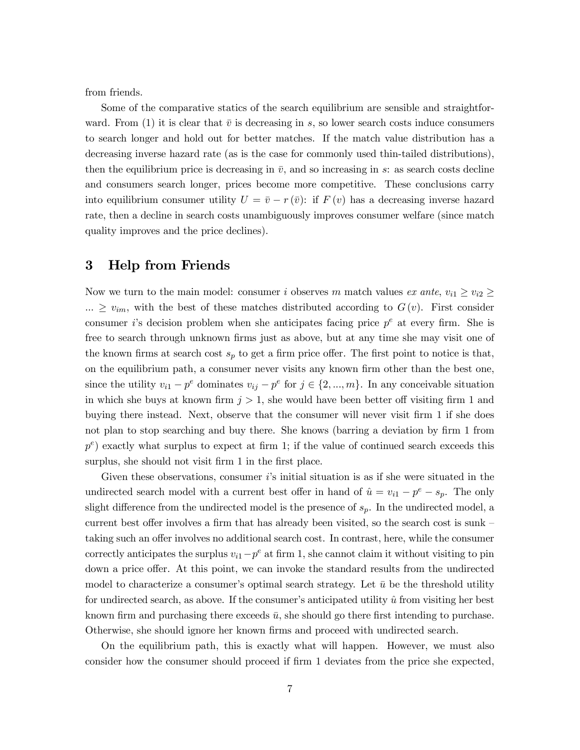from friends.

Some of the comparative statics of the search equilibrium are sensible and straightforward. From (1) it is clear that $\bar{v}$ is decreasing in $s$, so lower search costs induce consumers to search longer and hold out for better matches. If the match value distribution has a decreasing inverse hazard rate (as is the case for commonly used thin-tailed distributions), then the equilibrium price is decreasing in $\bar{v}$, and so increasing in $s$: as search costs decline and consumers search longer, prices become more competitive. These conclusions carry into equilibrium consumer utility $U = \bar{v} - r(\bar{v})$: if $F(v)$ has a decreasing inverse hazard rate, then a decline in search costs unambiguously improves consumer welfare (since match quality improves and the price declines).

# 3 Help from Friends

Now we turn to the main model: consumer $i$ observes $m$ match values *ex ante*, $v_{i1} \geq v_{i2} \geq ... \geq v_{im}$, with the best of these matches distributed according to $G(v)$. First consider consumer $i$'s decision problem when she anticipates facing price $p^e$ at every firm. She is free to search through unknown firms just as above, but at any time she may visit one of the known firms at search cost $s_p$ to get a firm price offer. The first point to notice is that, on the equilibrium path, a consumer never visits any known firm other than the best one, since the utility $v_{i1} - p^e$ dominates $v_{ij} - p^e$ for $j \in \{2, ..., m\}$. In any conceivable situation in which she buys at known firm $j > 1$, she would have been better off visiting firm 1 and buying there instead. Next, observe that the consumer will never visit firm 1 if she does not plan to stop searching and buy there. She knows (barring a deviation by firm 1 from $p^e$) exactly what surplus to expect at firm 1; if the value of continued search exceeds this surplus, she should not visit firm 1 in the first place.

Given these observations, consumer $i$'s initial situation is as if she were situated in the undirected search model with a current best offer in hand of $\hat{u} = v_{i1} - p^e - s_p$. The only slight difference from the undirected model is the presence of $s_p$. In the undirected model, a current best offer involves a firm that has already been visited, so the search cost is sunk – taking such an offer involves no additional search cost. In contrast, here, while the consumer correctly anticipates the surplus $v_{i1} - p^e$ at firm 1, she cannot claim it without visiting to pin down a price offer. At this point, we can invoke the standard results from the undirected model to characterize a consumer's optimal search strategy. Let $\bar{u}$ be the threshold utility for undirected search, as above. If the consumer's anticipated utility $\hat{u}$ from visiting her best known firm and purchasing there exceeds $\bar{u}$, she should go there first intending to purchase. Otherwise, she should ignore her known firms and proceed with undirected search.

On the equilibrium path, this is exactly what will happen. However, we must also consider how the consumer should proceed if firm 1 deviates from the price she expected,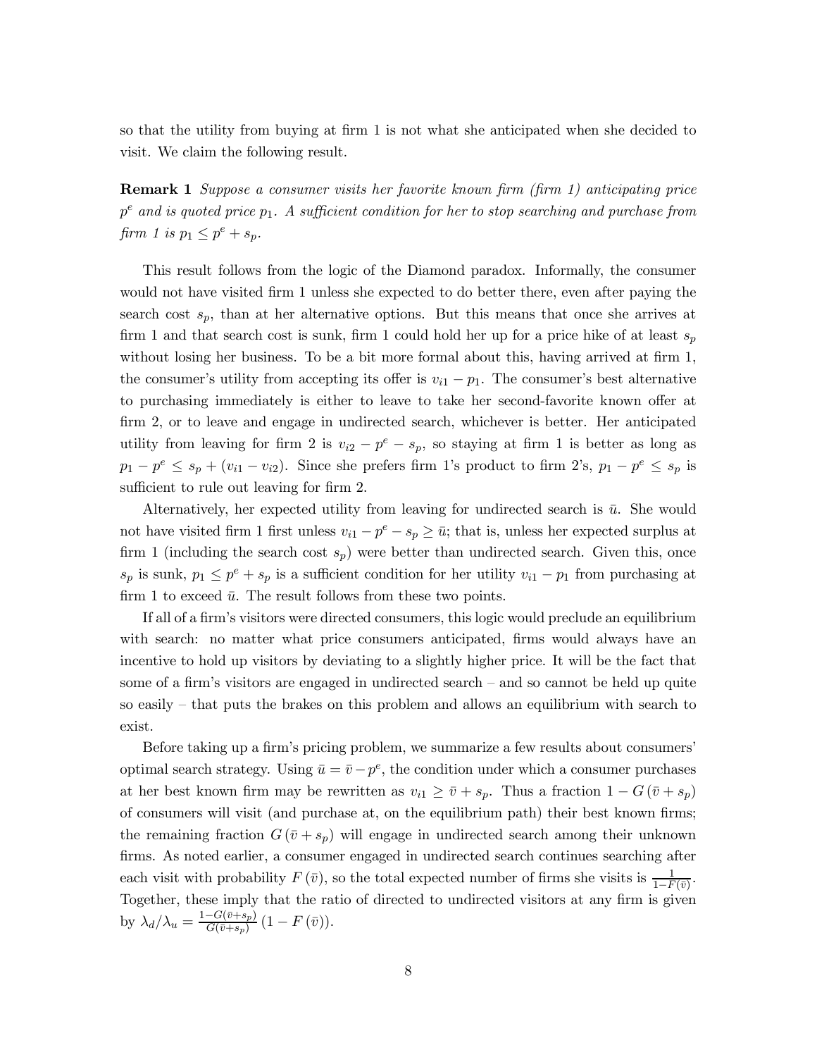so that the utility from buying at firm 1 is not what she anticipated when she decided to visit. We claim the following result.

**Remark 1** *Suppose a consumer visits her favorite known firm (firm 1) anticipating price $p^e$ and is quoted price $p_1$. A sufficient condition for her to stop searching and purchase from firm 1 is $p_1 \leq p^e + s_p$.*

This result follows from the logic of the Diamond paradox. Informally, the consumer would not have visited firm 1 unless she expected to do better there, even after paying the search cost $s_p$, than at her alternative options. But this means that once she arrives at firm 1 and that search cost is sunk, firm 1 could hold her up for a price hike of at least $s_p$ without losing her business. To be a bit more formal about this, having arrived at firm 1, the consumer's utility from accepting its offer is $v_{i1} - p_1$. The consumer's best alternative to purchasing immediately is either to leave to take her second-favorite known offer at firm 2, or to leave and engage in undirected search, whichever is better. Her anticipated utility from leaving for firm 2 is $v_{i2} - p^e - s_p$, so staying at firm 1 is better as long as $p_1 - p^e \leq s_p + (v_{i1} - v_{i2})$. Since she prefers firm 1's product to firm 2's, $p_1 - p^e \leq s_p$ is sufficient to rule out leaving for firm 2.

Alternatively, her expected utility from leaving for undirected search is $\bar{u}$. She would not have visited firm 1 first unless $v_{i1} - p^e - s_p \geq \bar{u}$; that is, unless her expected surplus at firm 1 (including the search cost $s_p$) were better than undirected search. Given this, once $s_p$ is sunk, $p_1 \leq p^e + s_p$ is a sufficient condition for her utility $v_{i1} - p_1$ from purchasing at firm 1 to exceed $\bar{u}$. The result follows from these two points.

If all of a firm's visitors were directed consumers, this logic would preclude an equilibrium with search: no matter what price consumers anticipated, firms would always have an incentive to hold up visitors by deviating to a slightly higher price. It will be the fact that some of a firm's visitors are engaged in undirected search – and so cannot be held up quite so easily – that puts the brakes on this problem and allows an equilibrium with search to exist.

Before taking up a firm's pricing problem, we summarize a few results about consumers' optimal search strategy. Using $\bar{u} = \bar{v} - p^e$, the condition under which a consumer purchases at her best known firm may be rewritten as $v_{i1} \geq \bar{v} + s_p$. Thus a fraction $1 - G(\bar{v} + s_p)$ of consumers will visit (and purchase at, on the equilibrium path) their best known firms; the remaining fraction $G(\bar{v} + s_p)$ will engage in undirected search among their unknown firms. As noted earlier, a consumer engaged in undirected search continues searching after each visit with probability $F(\bar{v})$, so the total expected number of firms she visits is $\frac{1}{1-F(\bar{v})}$. Together, these imply that the ratio of directed to undirected visitors at any firm is given by $\lambda_d/\lambda_u = \frac{1-G(\bar{v}+s_p)}{G(\bar{v}+s_p)}(1 - F(\bar{v}))$.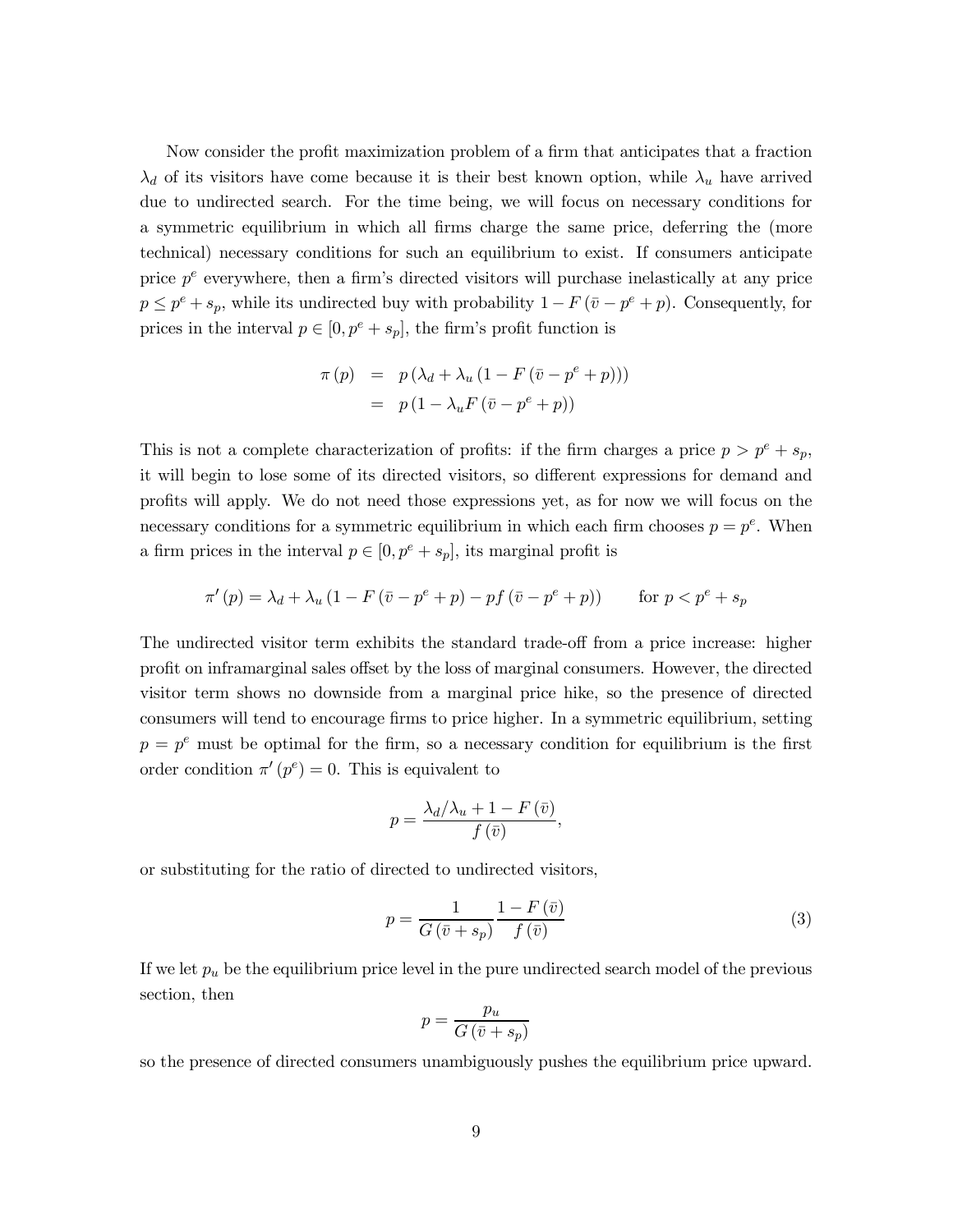Now consider the profit maximization problem of a firm that anticipates that a fraction $\lambda_d$ of its visitors have come because it is their best known option, while $\lambda_u$ have arrived due to undirected search. For the time being, we will focus on necessary conditions for a symmetric equilibrium in which all firms charge the same price, deferring the (more technical) necessary conditions for such an equilibrium to exist. If consumers anticipate price $p^e$ everywhere, then a firm's directed visitors will purchase inelastically at any price $p \leq p^e + s_p$, while its undirected buy with probability $1 - F(\bar{v} - p^e + p)$. Consequently, for prices in the interval $p \in [0, p^e + s_p]$, the firm's profit function is

$$
\begin{aligned}
\pi(p) &= p\left(\lambda_d + \lambda_u\left(1 - F\left(\bar{v} - p^e + p\right)\right)\right) \\
&= p\left(1 - \lambda_u F\left(\bar{v} - p^e + p\right)\right)
\end{aligned}
$$

This is not a complete characterization of profits: if the firm charges a price $p > p^e + s_p$, it will begin to lose some of its directed visitors, so different expressions for demand and profits will apply. We do not need those expressions yet, as for now we will focus on the necessary conditions for a symmetric equilibrium in which each firm chooses $p = p^e$. When a firm prices in the interval $p \in [0, p^e + s_p]$, its marginal profit is

$$
\pi'(p) = \lambda_d + \lambda_u\left(1 - F\left(\bar{v} - p^e + p\right) - pf\left(\bar{v} - p^e + p\right)\right) \qquad \text{for } p < p^e + s_p
$$

The undirected visitor term exhibits the standard trade-off from a price increase: higher profit on inframarginal sales offset by the loss of marginal consumers. However, the directed visitor term shows no downside from a marginal price hike, so the presence of directed consumers will tend to encourage firms to price higher. In a symmetric equilibrium, setting $p = p^e$ must be optimal for the firm, so a necessary condition for equilibrium is the first order condition $\pi'(p^e) = 0$. This is equivalent to

$$
p = \frac{\lambda_d / \lambda_u + 1 - F(\bar{v})}{f(\bar{v})},
$$

or substituting for the ratio of directed to undirected visitors,

$$
p = \frac{1}{G(\bar{v} + s_p)} \frac{1 - F(\bar{v})}{f(\bar{v})} \tag{3}
$$

If we let $p_u$ be the equilibrium price level in the pure undirected search model of the previous section, then

$$
p = \frac{p_u}{G(\bar{v} + s_p)}
$$

so the presence of directed consumers unambiguously pushes the equilibrium price upward.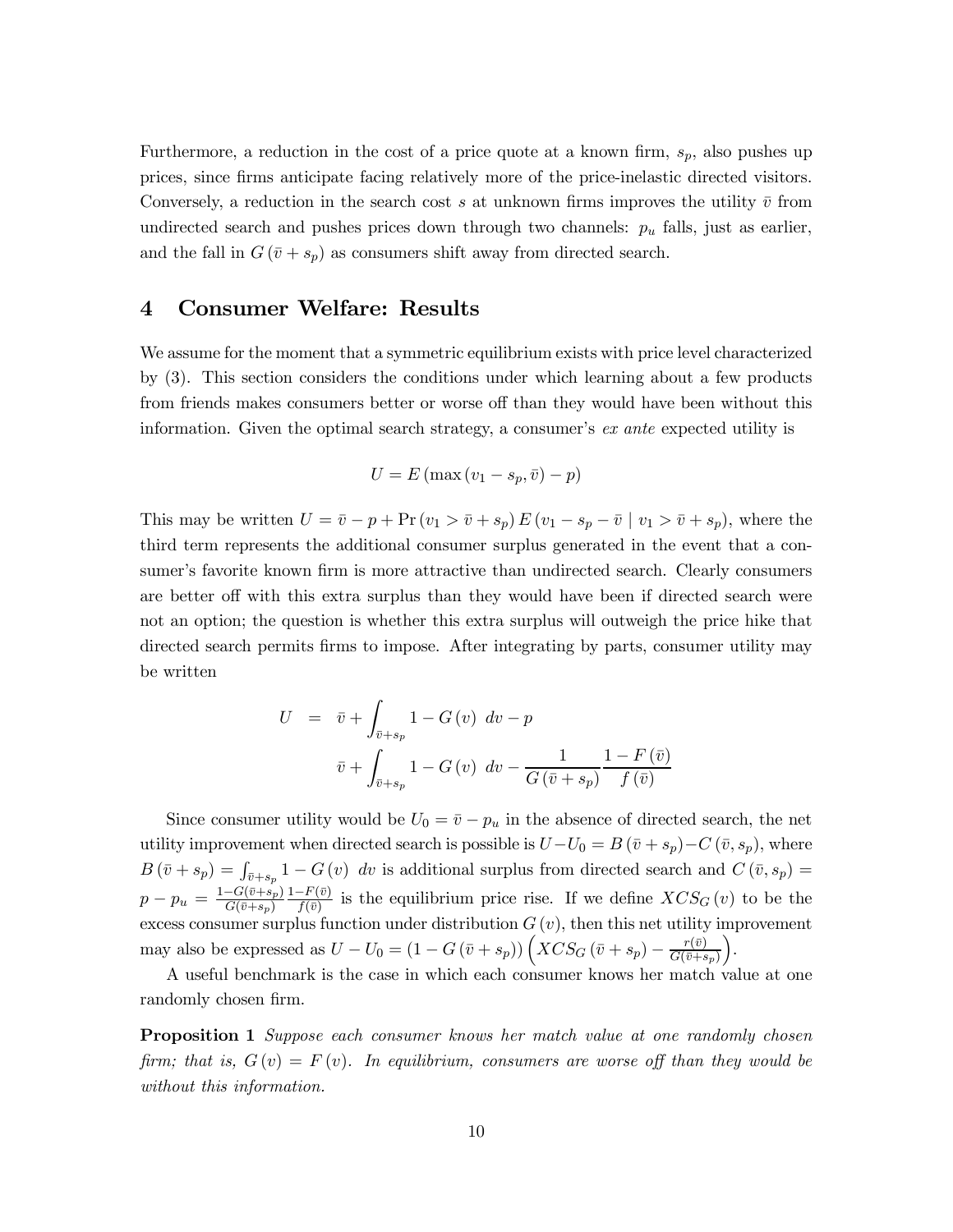Furthermore, a reduction in the cost of a price quote at a known firm, $s_p$, also pushes up prices, since firms anticipate facing relatively more of the price-inelastic directed visitors. Conversely, a reduction in the search cost $s$ at unknown firms improves the utility $\bar{v}$ from undirected search and pushes prices down through two channels: $p_u$ falls, just as earlier, and the fall in $G(\bar{v}+s_p)$ as consumers shift away from directed search.

# 4 Consumer Welfare: Results

We assume for the moment that a symmetric equilibrium exists with price level characterized by (3). This section considers the conditions under which learning about a few products from friends makes consumers better or worse off than they would have been without this information. Given the optimal search strategy, a consumer's *ex ante* expected utility is

$$U = E\left(\max\left(v_1 - s_p, \bar{v}\right) - p\right)$$

This may be written $U = \bar{v} - p + \Pr\left(v_1 > \bar{v} + s_p\right) E\left(v_1 - s_p - \bar{v} \mid v_1 > \bar{v} + s_p\right)$, where the third term represents the additional consumer surplus generated in the event that a consumer's favorite known firm is more attractive than undirected search. Clearly consumers are better off with this extra surplus than they would have been if directed search were not an option; the question is whether this extra surplus will outweigh the price hike that directed search permits firms to impose. After integrating by parts, consumer utility may be written

$$\begin{aligned} U &= \bar{v} + \int_{\bar{v}+s_p} 1 - G(v)\ dv - p \\ & \bar{v} + \int_{\bar{v}+s_p} 1 - G(v)\ dv - \frac{1}{G(\bar{v}+s_p)} \frac{1-F(\bar{v})}{f(\bar{v})} \end{aligned}$$

Since consumer utility would be $U_0 = \bar{v} - p_u$ in the absence of directed search, the net utility improvement when directed search is possible is $U - U_0 = B(\bar{v}+s_p) - C(\bar{v}, s_p)$, where $B(\bar{v}+s_p) = \int_{\bar{v}+s_p} 1 - G(v)\ dv$ is additional surplus from directed search and $C(\bar{v}, s_p) = p - p_u = \frac{1-G(\bar{v}+s_p)}{G(\bar{v}+s_p)} \frac{1-F(\bar{v})}{f(\bar{v})}$ is the equilibrium price rise. If we define $XCS_G(v)$ to be the excess consumer surplus function under distribution $G(v)$, then this net utility improvement may also be expressed as $U - U_0 = \left(1 - G(\bar{v}+s_p)\right)\left(XCS_G(\bar{v}+s_p) - \frac{r(\bar{v})}{G(\bar{v}+s_p)}\right)$.

A useful benchmark is the case in which each consumer knows her match value at one randomly chosen firm.

**Proposition 1** *Suppose each consumer knows her match value at one randomly chosen firm; that is, $G(v) = F(v)$. In equilibrium, consumers are worse off than they would be without this information.*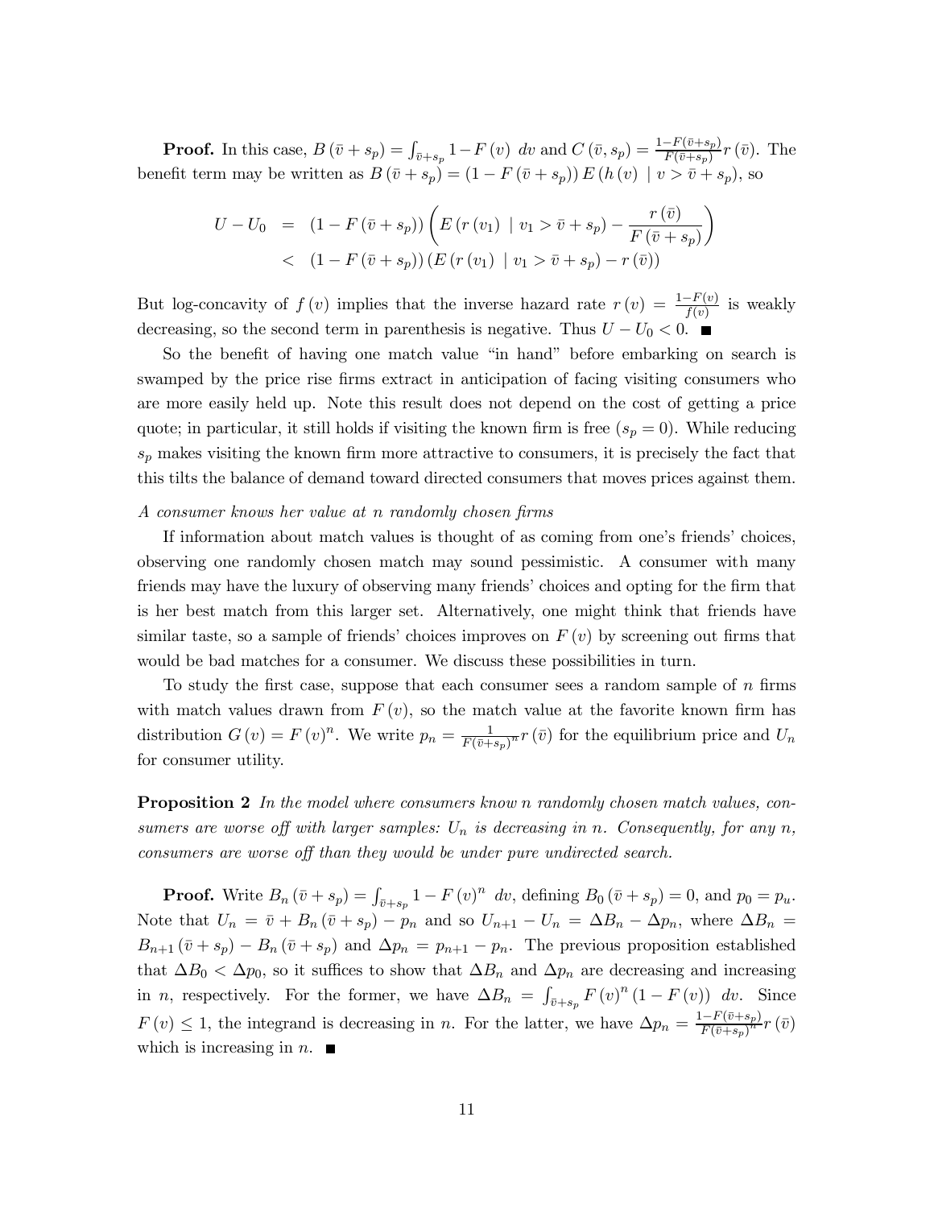**Proof.** In this case, $B(\bar{v}+s_p) = \int_{\bar{v}+s_p} 1 - F(v)\ dv$ and $C(\bar{v}, s_p) = \frac{1-F(\bar{v}+s_p)}{F(\bar{v}+s_p)} r(\bar{v})$. The benefit term may be written as $B(\bar{v}+s_p) = (1 - F(\bar{v}+s_p)) E(h(v) \mid v > \bar{v}+s_p)$, so

$$
\begin{aligned}
U - U_0 &= (1 - F(\bar{v}+s_p)) \left( E(r(v_1) \mid v_1 > \bar{v}+s_p) - \frac{r(\bar{v})}{F(\bar{v}+s_p)} \right) \\
&< (1 - F(\bar{v}+s_p)) \left( E(r(v_1) \mid v_1 > \bar{v}+s_p) - r(\bar{v}) \right)
\end{aligned}
$$

But log-concavity of $f(v)$ implies that the inverse hazard rate $r(v) = \frac{1-F(v)}{f(v)}$ is weakly decreasing, so the second term in parenthesis is negative. Thus $U - U_0 < 0$. ■

So the benefit of having one match value "in hand" before embarking on search is swamped by the price rise firms extract in anticipation of facing visiting consumers who are more easily held up. Note this result does not depend on the cost of getting a price quote; in particular, it still holds if visiting the known firm is free ($s_p = 0$). While reducing $s_p$ makes visiting the known firm more attractive to consumers, it is precisely the fact that this tilts the balance of demand toward directed consumers that moves prices against them.

*A consumer knows her value at n randomly chosen firms*

If information about match values is thought of as coming from one's friends' choices, observing one randomly chosen match may sound pessimistic. A consumer with many friends may have the luxury of observing many friends' choices and opting for the firm that is her best match from this larger set. Alternatively, one might think that friends have similar taste, so a sample of friends' choices improves on $F(v)$ by screening out firms that would be bad matches for a consumer. We discuss these possibilities in turn.

To study the first case, suppose that each consumer sees a random sample of $n$ firms with match values drawn from $F(v)$, so the match value at the favorite known firm has distribution $G(v) = F(v)^n$. We write $p_n = \frac{1}{F(\bar{v}+s_p)^n} r(\bar{v})$ for the equilibrium price and $U_n$ for consumer utility.

**Proposition 2** *In the model where consumers know n randomly chosen match values, consumers are worse off with larger samples: $U_n$ is decreasing in n. Consequently, for any n, consumers are worse off than they would be under pure undirected search.*

**Proof.** Write $B_n(\bar{v}+s_p) = \int_{\bar{v}+s_p} 1 - F(v)^n\ dv$, defining $B_0(\bar{v}+s_p) = 0$, and $p_0 = p_u$. Note that $U_n = \bar{v} + B_n(\bar{v}+s_p) - p_n$ and so $U_{n+1} - U_n = \Delta B_n - \Delta p_n$, where $\Delta B_n = B_{n+1}(\bar{v}+s_p) - B_n(\bar{v}+s_p)$ and $\Delta p_n = p_{n+1} - p_n$. The previous proposition established that $\Delta B_0 < \Delta p_0$, so it suffices to show that $\Delta B_n$ and $\Delta p_n$ are decreasing and increasing in $n$, respectively. For the former, we have $\Delta B_n = \int_{\bar{v}+s_p} F(v)^n (1 - F(v))\ dv$. Since $F(v) \leq 1$, the integrand is decreasing in $n$. For the latter, we have $\Delta p_n = \frac{1-F(\bar{v}+s_p)}{F(\bar{v}+s_p)^n} r(\bar{v})$ which is increasing in $n$. ■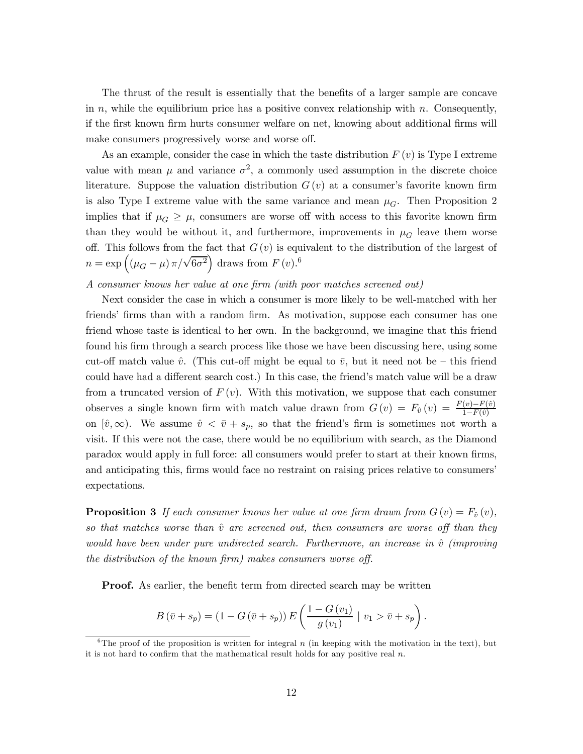The thrust of the result is essentially that the benefits of a larger sample are concave in $n$, while the equilibrium price has a positive convex relationship with $n$. Consequently, if the first known firm hurts consumer welfare on net, knowing about additional firms will make consumers progressively worse and worse off.

As an example, consider the case in which the taste distribution $F(v)$ is Type I extreme value with mean $\mu$ and variance $\sigma^2$, a commonly used assumption in the discrete choice literature. Suppose the valuation distribution $G(v)$ at a consumer's favorite known firm is also Type I extreme value with the same variance and mean $\mu_G$. Then Proposition 2 implies that if $\mu_G \geq \mu$, consumers are worse off with access to this favorite known firm than they would be without it, and furthermore, improvements in $\mu_G$ leave them worse off. This follows from the fact that $G(v)$ is equivalent to the distribution of the largest of $n = \exp\left((\mu_G - \mu)\pi/\sqrt{6\sigma^2}\right)$ draws from $F(v)$.[6]

*A consumer knows her value at one firm (with poor matches screened out)*

Next consider the case in which a consumer is more likely to be well-matched with her friends' firms than with a random firm. As motivation, suppose each consumer has one friend whose taste is identical to her own. In the background, we imagine that this friend found his firm through a search process like those we have been discussing here, using some cut-off match value $\hat{v}$. (This cut-off might be equal to $\bar{v}$, but it need not be – this friend could have had a different search cost.) In this case, the friend's match value will be a draw from a truncated version of $F(v)$. With this motivation, we suppose that each consumer observes a single known firm with match value drawn from $G(v) = F_{\hat{v}}(v) = \frac{F(v)-F(\hat{v})}{1-F(\hat{v})}$ on $[\hat{v}, \infty)$. We assume $\hat{v} < \bar{v} + s_p$, so that the friend's firm is sometimes not worth a visit. If this were not the case, there would be no equilibrium with search, as the Diamond paradox would apply in full force: all consumers would prefer to start at their known firms, and anticipating this, firms would face no restraint on raising prices relative to consumers' expectations.

**Proposition 3** *If each consumer knows her value at one firm drawn from $G(v) = F_{\hat{v}}(v)$, so that matches worse than $\hat{v}$ are screened out, then consumers are worse off than they would have been under pure undirected search. Furthermore, an increase in $\hat{v}$ (improving the distribution of the known firm) makes consumers worse off.*

**Proof.** As earlier, the benefit term from directed search may be written

$$B(\bar{v} + s_p) = (1 - G(\bar{v} + s_p))\, E\left(\frac{1 - G(v_1)}{g(v_1)} \mid v_1 > \bar{v} + s_p\right).$$

[6] The proof of the proposition is written for integral $n$ (in keeping with the motivation in the text), but it is not hard to confirm that the mathematical result holds for any positive real $n$.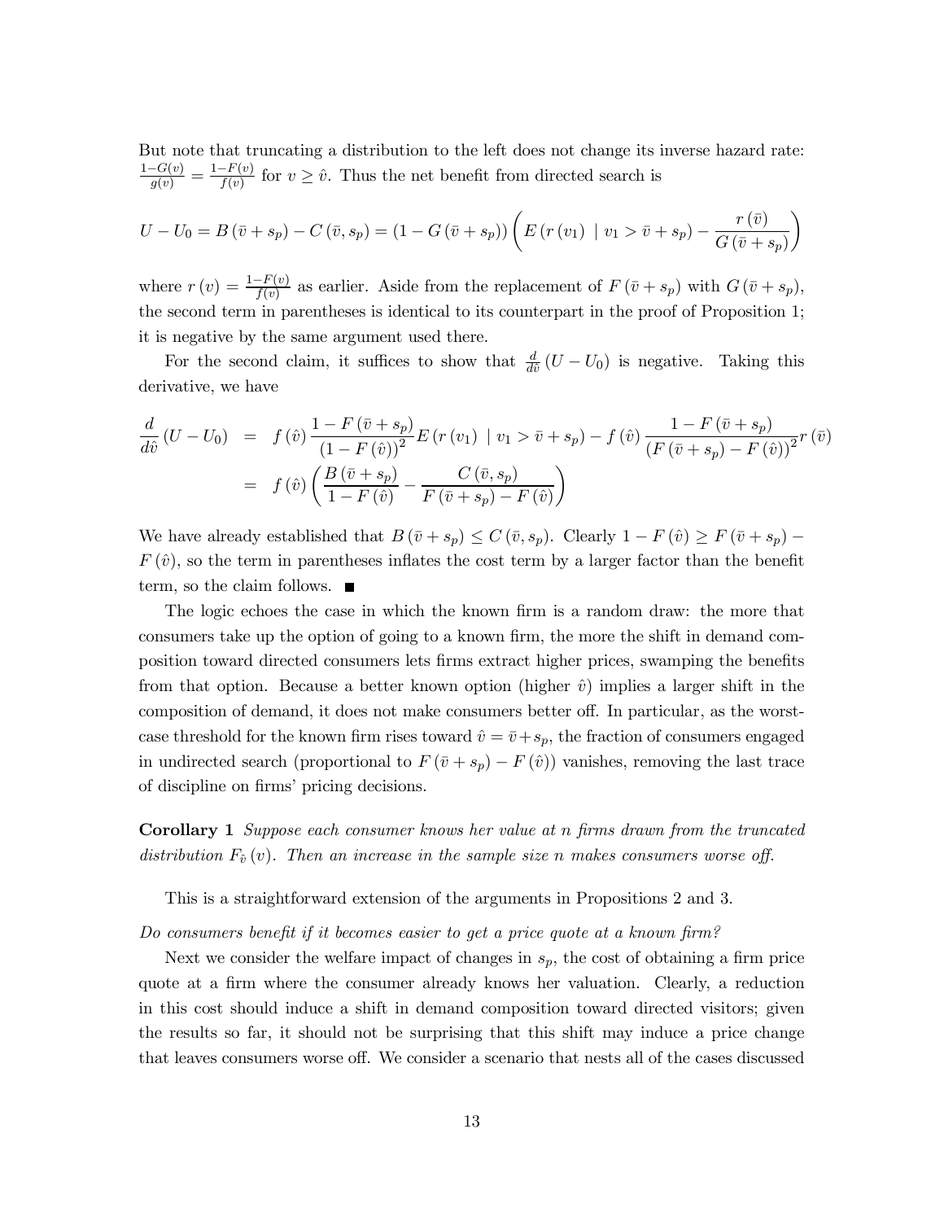But note that truncating a distribution to the left does not change its inverse hazard rate: $\frac{1-G(v)}{g(v)} = \frac{1-F(v)}{f(v)}$ for $v \geq \hat{v}$. Thus the net benefit from directed search is

$$U - U_0 = B(\bar{v} + s_p) - C(\bar{v}, s_p) = (1 - G(\bar{v} + s_p)) \left( E(r(v_1) \mid v_1 > \bar{v} + s_p) - \frac{r(\bar{v})}{G(\bar{v} + s_p)} \right)$$

where $r(v) = \frac{1-F(v)}{f(v)}$ as earlier. Aside from the replacement of $F(\bar{v} + s_p)$ with $G(\bar{v} + s_p)$, the second term in parentheses is identical to its counterpart in the proof of Proposition 1; it is negative by the same argument used there.

For the second claim, it suffices to show that $\frac{d}{d\hat{v}}(U - U_0)$ is negative. Taking this derivative, we have

$$\begin{aligned}
\frac{d}{d\hat{v}}(U - U_0) &= f(\hat{v}) \frac{1 - F(\bar{v} + s_p)}{(1 - F(\hat{v}))^2} E(r(v_1) \mid v_1 > \bar{v} + s_p) - f(\hat{v}) \frac{1 - F(\bar{v} + s_p)}{(F(\bar{v} + s_p) - F(\hat{v}))^2} r(\bar{v}) \\
&= f(\hat{v}) \left( \frac{B(\bar{v} + s_p)}{1 - F(\hat{v})} - \frac{C(\bar{v}, s_p)}{F(\bar{v} + s_p) - F(\hat{v})} \right)
\end{aligned}$$

We have already established that $B(\bar{v} + s_p) \leq C(\bar{v}, s_p)$. Clearly $1 - F(\hat{v}) \geq F(\bar{v} + s_p) - F(\hat{v})$, so the term in parentheses inflates the cost term by a larger factor than the benefit term, so the claim follows. ■

The logic echoes the case in which the known firm is a random draw: the more that consumers take up the option of going to a known firm, the more the shift in demand composition toward directed consumers lets firms extract higher prices, swamping the benefits from that option. Because a better known option (higher $\hat{v}$) implies a larger shift in the composition of demand, it does not make consumers better off. In particular, as the worst-case threshold for the known firm rises toward $\hat{v} = \bar{v} + s_p$, the fraction of consumers engaged in undirected search (proportional to $F(\bar{v} + s_p) - F(\hat{v})$) vanishes, removing the last trace of discipline on firms' pricing decisions.

**Corollary 1** *Suppose each consumer knows her value at $n$ firms drawn from the truncated distribution $F_{\hat{v}}(v)$. Then an increase in the sample size $n$ makes consumers worse off.*

This is a straightforward extension of the arguments in Propositions 2 and 3.

*Do consumers benefit if it becomes easier to get a price quote at a known firm?*

Next we consider the welfare impact of changes in $s_p$, the cost of obtaining a firm price quote at a firm where the consumer already knows her valuation. Clearly, a reduction in this cost should induce a shift in demand composition toward directed visitors; given the results so far, it should not be surprising that this shift may induce a price change that leaves consumers worse off. We consider a scenario that nests all of the cases discussed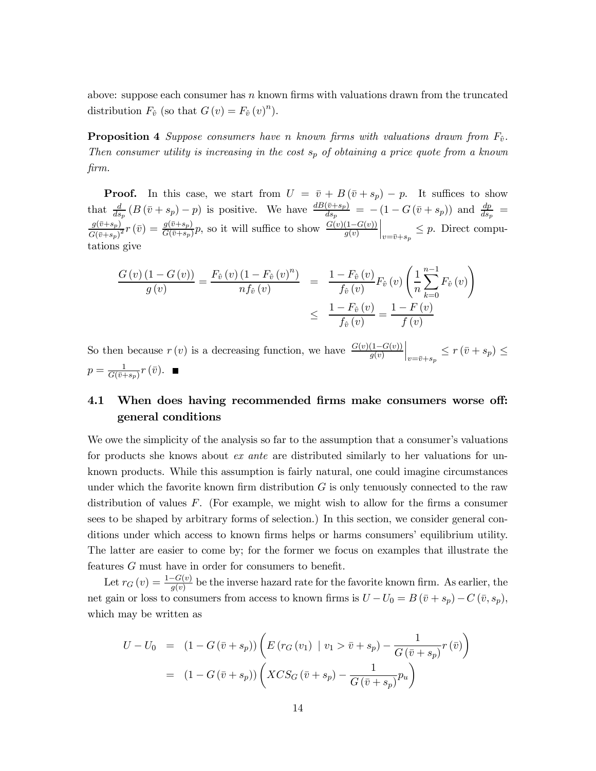above: suppose each consumer has $n$ known firms with valuations drawn from the truncated distribution $F_{\hat{v}}$ (so that $G(v) = F_{\hat{v}}(v)^n$).

**Proposition 4** *Suppose consumers have $n$ known firms with valuations drawn from $F_{\hat{v}}$. Then consumer utility is increasing in the cost $s_p$ of obtaining a price quote from a known firm.*

**Proof.** In this case, we start from $U = \bar{v} + B(\bar{v} + s_p) - p$. It suffices to show that $\frac{d}{ds_p}(B(\bar{v} + s_p) - p)$ is positive. We have $\frac{dB(\bar{v}+s_p)}{ds_p} = -(1 - G(\bar{v} + s_p))$ and $\frac{dp}{ds_p} = \frac{g(\bar{v}+s_p)}{G(\bar{v}+s_p)^2} r(\bar{v}) = \frac{g(\bar{v}+s_p)}{G(\bar{v}+s_p)} p$, so it will suffice to show $\left.\frac{G(v)(1-G(v))}{g(v)}\right|_{v=\bar{v}+s_p} \leq p$. Direct computations give

$$
\begin{aligned}
\frac{G(v)(1-G(v))}{g(v)} = \frac{F_{\hat{v}}(v)(1 - F_{\hat{v}}(v)^n)}{n f_{\hat{v}}(v)} &= \frac{1 - F_{\hat{v}}(v)}{f_{\hat{v}}(v)} F_{\hat{v}}(v) \left( \frac{1}{n} \sum_{k=0}^{n-1} F_{\hat{v}}(v) \right) \\
&\leq \frac{1 - F_{\hat{v}}(v)}{f_{\hat{v}}(v)} = \frac{1 - F(v)}{f(v)}
\end{aligned}
$$

So then because $r(v)$ is a decreasing function, we have $\left.\frac{G(v)(1-G(v))}{g(v)}\right|_{v=\bar{v}+s_p} \leq r(\bar{v} + s_p) \leq p = \frac{1}{G(\bar{v}+s_p)} r(\bar{v})$. ■

## 4.1 When does having recommended firms make consumers worse off: general conditions

We owe the simplicity of the analysis so far to the assumption that a consumer's valuations for products she knows about *ex ante* are distributed similarly to her valuations for unknown products. While this assumption is fairly natural, one could imagine circumstances under which the favorite known firm distribution $G$ is only tenuously connected to the raw distribution of values $F$. (For example, we might wish to allow for the firms a consumer sees to be shaped by arbitrary forms of selection.) In this section, we consider general conditions under which access to known firms helps or harms consumers' equilibrium utility. The latter are easier to come by; for the former we focus on examples that illustrate the features $G$ must have in order for consumers to benefit.

Let $r_G(v) = \frac{1-G(v)}{g(v)}$ be the inverse hazard rate for the favorite known firm. As earlier, the net gain or loss to consumers from access to known firms is $U - U_0 = B(\bar{v} + s_p) - C(\bar{v}, s_p)$, which may be written as

$$
\begin{aligned}
U - U_0 &= (1 - G(\bar{v} + s_p)) \left( E(r_G(v_1) \mid v_1 > \bar{v} + s_p) - \frac{1}{G(\bar{v} + s_p)} r(\bar{v}) \right) \\
&= (1 - G(\bar{v} + s_p)) \left( XCS_G(\bar{v} + s_p) - \frac{1}{G(\bar{v} + s_p)} p_u \right)
\end{aligned}
$$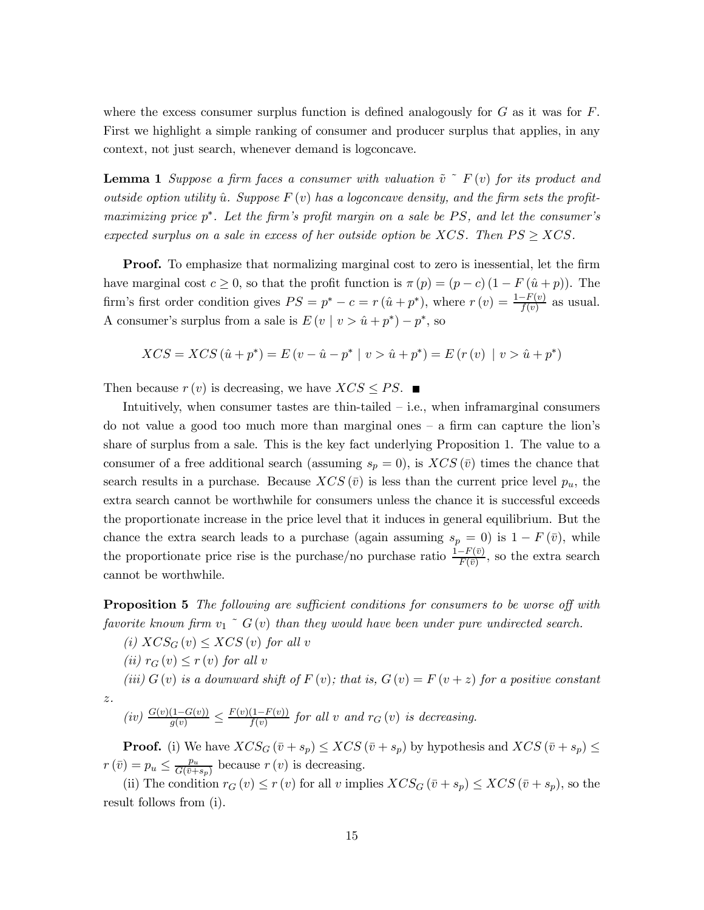where the excess consumer surplus function is defined analogously for $G$ as it was for $F$. First we highlight a simple ranking of consumer and producer surplus that applies, in any context, not just search, whenever demand is logconcave.

**Lemma 1** *Suppose a firm faces a consumer with valuation $\tilde{v} \sim F(v)$ for its product and outside option utility $\hat{u}$. Suppose $F(v)$ has a logconcave density, and the firm sets the profit-maximizing price $p^*$. Let the firm's profit margin on a sale be $PS$, and let the consumer's expected surplus on a sale in excess of her outside option be $XCS$. Then $PS \geq XCS$.*

**Proof.** To emphasize that normalizing marginal cost to zero is inessential, let the firm have marginal cost $c \geq 0$, so that the profit function is $\pi(p) = (p - c)(1 - F(\hat{u} + p))$. The firm's first order condition gives $PS = p^* - c = r(\hat{u} + p^*)$, where $r(v) = \frac{1-F(v)}{f(v)}$ as usual. A consumer's surplus from a sale is $E(v \mid v > \hat{u} + p^*) - p^*$, so

$$XCS = XCS(\hat{u} + p^*) = E(v - \hat{u} - p^* \mid v > \hat{u} + p^*) = E(r(v) \mid v > \hat{u} + p^*)$$

Then because $r(v)$ is decreasing, we have $XCS \leq PS$. ■

Intuitively, when consumer tastes are thin-tailed – i.e., when inframarginal consumers do not value a good too much more than marginal ones – a firm can capture the lion's share of surplus from a sale. This is the key fact underlying Proposition 1. The value to a consumer of a free additional search (assuming $s_p = 0$), is $XCS(\bar{v})$ times the chance that search results in a purchase. Because $XCS(\bar{v})$ is less than the current price level $p_u$, the extra search cannot be worthwhile for consumers unless the chance it is successful exceeds the proportionate increase in the price level that it induces in general equilibrium. But the chance the extra search leads to a purchase (again assuming $s_p = 0$) is $1 - F(\bar{v})$, while the proportionate price rise is the purchase/no purchase ratio $\frac{1-F(\bar{v})}{F(\bar{v})}$, so the extra search cannot be worthwhile.

**Proposition 5** *The following are sufficient conditions for consumers to be worse off with favorite known firm $v_1 \sim G(v)$ than they would have been under pure undirected search.*

*(i) $XCS_G(v) \leq XCS(v)$ for all $v$*

*(ii) $r_G(v) \leq r(v)$ for all $v$*

*(iii) $G(v)$ is a downward shift of $F(v)$; that is, $G(v) = F(v + z)$ for a positive constant $z$.*

*(iv) $\frac{G(v)(1-G(v))}{g(v)} \leq \frac{F(v)(1-F(v))}{f(v)}$ for all $v$ and $r_G(v)$ is decreasing.*

**Proof.** (i) We have $XCS_G(\bar{v} + s_p) \leq XCS(\bar{v} + s_p)$ by hypothesis and $XCS(\bar{v} + s_p) \leq r(\bar{v}) = p_u \leq \frac{p_u}{G(\bar{v}+s_p)}$ because $r(v)$ is decreasing.

(ii) The condition $r_G(v) \leq r(v)$ for all $v$ implies $XCS_G(\bar{v} + s_p) \leq XCS(\bar{v} + s_p)$, so the result follows from (i).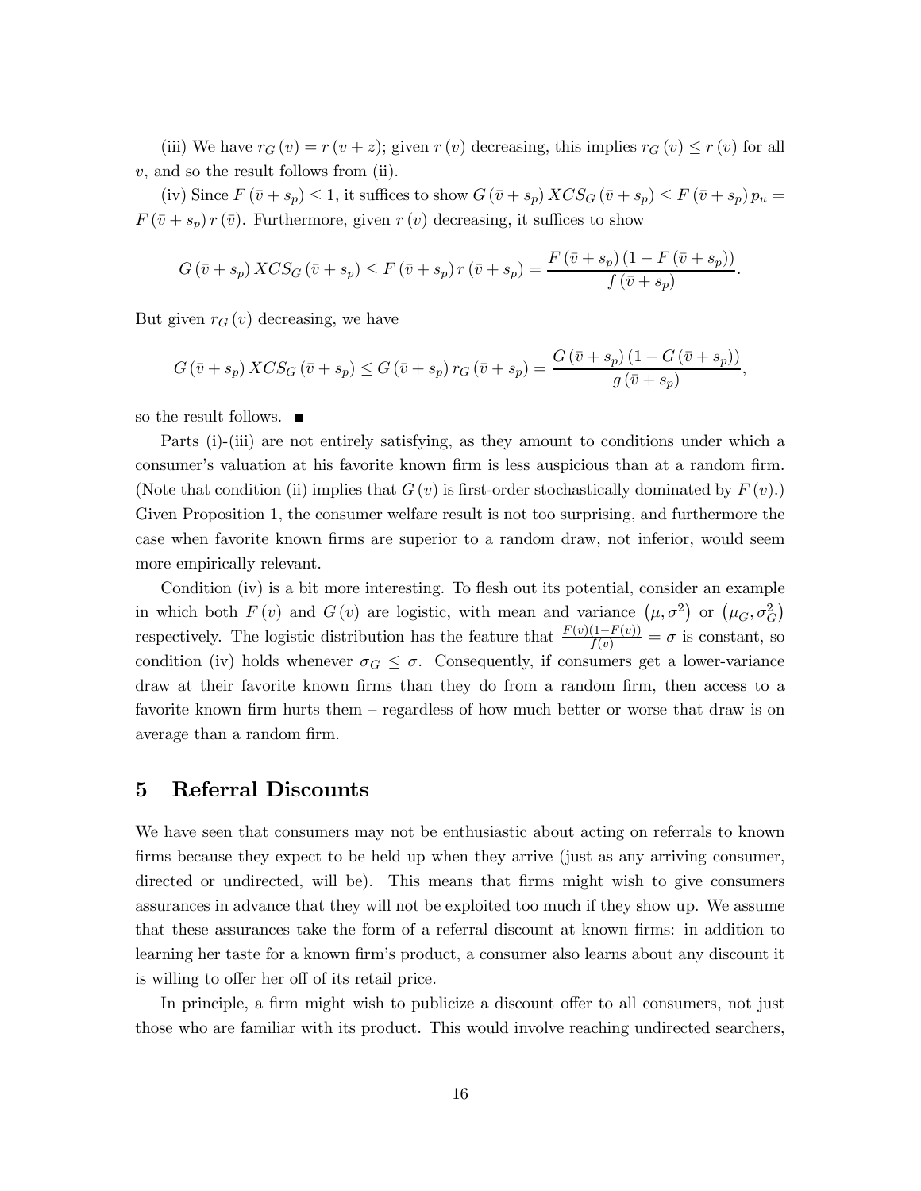(iii) We have $r_G(v) = r(v+z)$; given $r(v)$ decreasing, this implies $r_G(v) \leq r(v)$ for all $v$, and so the result follows from (ii).

(iv) Since $F(\bar{v}+s_p) \leq 1$, it suffices to show $G(\bar{v}+s_p)\, XCS_G(\bar{v}+s_p) \leq F(\bar{v}+s_p)\, p_u = F(\bar{v}+s_p)\, r(\bar{v})$. Furthermore, given $r(v)$ decreasing, it suffices to show

$$G(\bar{v}+s_p)\, XCS_G(\bar{v}+s_p) \leq F(\bar{v}+s_p)\, r(\bar{v}+s_p) = \frac{F(\bar{v}+s_p)(1-F(\bar{v}+s_p))}{f(\bar{v}+s_p)}.$$

But given $r_G(v)$ decreasing, we have

$$G(\bar{v}+s_p)\, XCS_G(\bar{v}+s_p) \leq G(\bar{v}+s_p)\, r_G(\bar{v}+s_p) = \frac{G(\bar{v}+s_p)(1-G(\bar{v}+s_p))}{g(\bar{v}+s_p)},$$

so the result follows. ■

Parts (i)-(iii) are not entirely satisfying, as they amount to conditions under which a consumer's valuation at his favorite known firm is less auspicious than at a random firm. (Note that condition (ii) implies that $G(v)$ is first-order stochastically dominated by $F(v)$.) Given Proposition 1, the consumer welfare result is not too surprising, and furthermore the case when favorite known firms are superior to a random draw, not inferior, would seem more empirically relevant.

Condition (iv) is a bit more interesting. To flesh out its potential, consider an example in which both $F(v)$ and $G(v)$ are logistic, with mean and variance $(\mu, \sigma^2)$ or $(\mu_G, \sigma_G^2)$ respectively. The logistic distribution has the feature that $\frac{F(v)(1-F(v))}{f(v)} = \sigma$ is constant, so condition (iv) holds whenever $\sigma_G \leq \sigma$. Consequently, if consumers get a lower-variance draw at their favorite known firms than they do from a random firm, then access to a favorite known firm hurts them – regardless of how much better or worse that draw is on average than a random firm.

# 5 Referral Discounts

We have seen that consumers may not be enthusiastic about acting on referrals to known firms because they expect to be held up when they arrive (just as any arriving consumer, directed or undirected, will be). This means that firms might wish to give consumers assurances in advance that they will not be exploited too much if they show up. We assume that these assurances take the form of a referral discount at known firms: in addition to learning her taste for a known firm's product, a consumer also learns about any discount it is willing to offer her off of its retail price.

In principle, a firm might wish to publicize a discount offer to all consumers, not just those who are familiar with its product. This would involve reaching undirected searchers,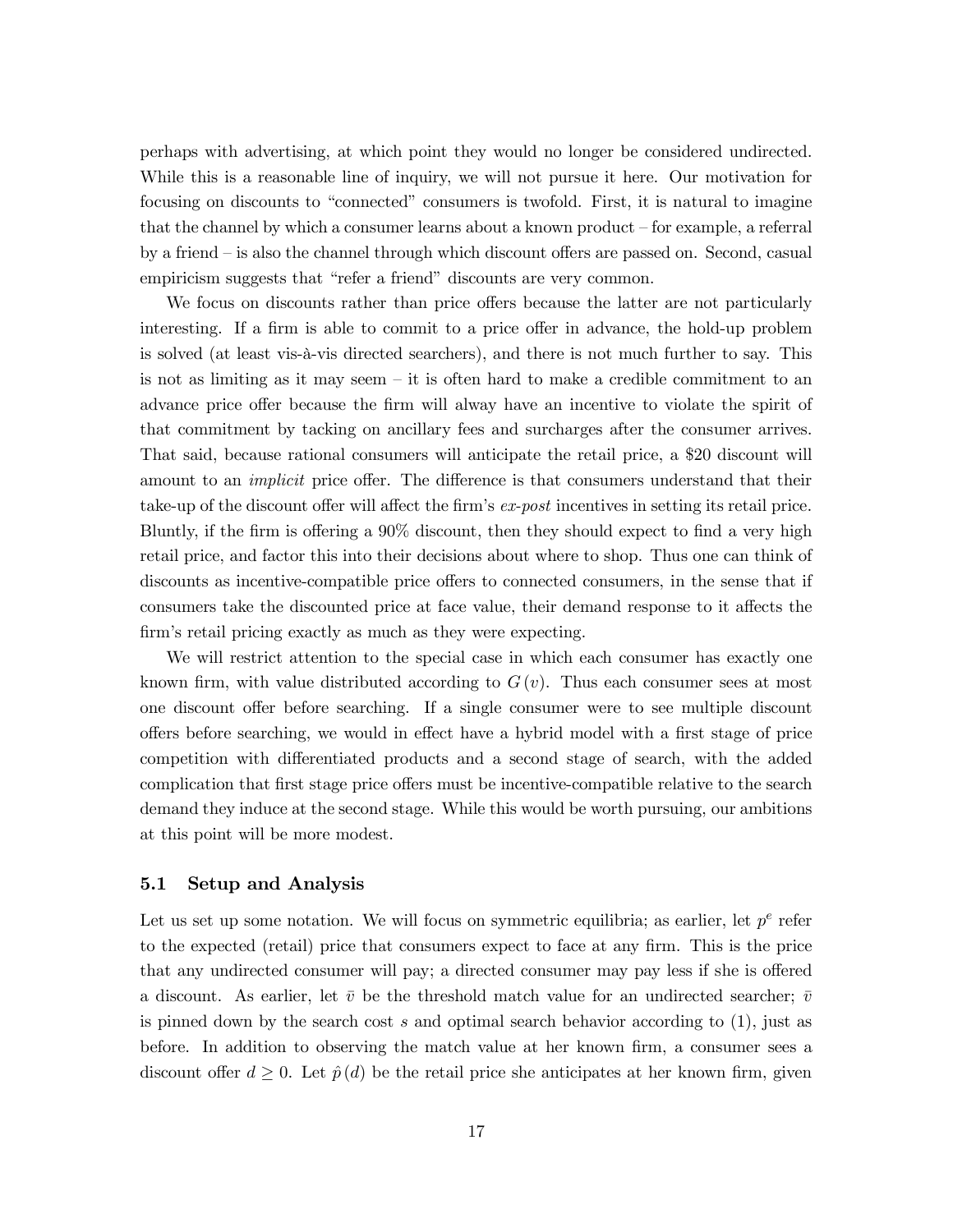perhaps with advertising, at which point they would no longer be considered undirected. While this is a reasonable line of inquiry, we will not pursue it here. Our motivation for focusing on discounts to "connected" consumers is twofold. First, it is natural to imagine that the channel by which a consumer learns about a known product – for example, a referral by a friend – is also the channel through which discount offers are passed on. Second, casual empiricism suggests that "refer a friend" discounts are very common.

We focus on discounts rather than price offers because the latter are not particularly interesting. If a firm is able to commit to a price offer in advance, the hold-up problem is solved (at least vis-à-vis directed searchers), and there is not much further to say. This is not as limiting as it may seem – it is often hard to make a credible commitment to an advance price offer because the firm will alway have an incentive to violate the spirit of that commitment by tacking on ancillary fees and surcharges after the consumer arrives. That said, because rational consumers will anticipate the retail price, a \$20 discount will amount to an *implicit* price offer. The difference is that consumers understand that their take-up of the discount offer will affect the firm's *ex-post* incentives in setting its retail price. Bluntly, if the firm is offering a 90% discount, then they should expect to find a very high retail price, and factor this into their decisions about where to shop. Thus one can think of discounts as incentive-compatible price offers to connected consumers, in the sense that if consumers take the discounted price at face value, their demand response to it affects the firm's retail pricing exactly as much as they were expecting.

We will restrict attention to the special case in which each consumer has exactly one known firm, with value distributed according to $G(v)$. Thus each consumer sees at most one discount offer before searching. If a single consumer were to see multiple discount offers before searching, we would in effect have a hybrid model with a first stage of price competition with differentiated products and a second stage of search, with the added complication that first stage price offers must be incentive-compatible relative to the search demand they induce at the second stage. While this would be worth pursuing, our ambitions at this point will be more modest.

### 5.1 Setup and Analysis

Let us set up some notation. We will focus on symmetric equilibria; as earlier, let $p^e$ refer to the expected (retail) price that consumers expect to face at any firm. This is the price that any undirected consumer will pay; a directed consumer may pay less if she is offered a discount. As earlier, let $\bar{v}$ be the threshold match value for an undirected searcher; $\bar{v}$ is pinned down by the search cost $s$ and optimal search behavior according to (1), just as before. In addition to observing the match value at her known firm, a consumer sees a discount offer $d \geq 0$. Let $\hat{p}(d)$ be the retail price she anticipates at her known firm, given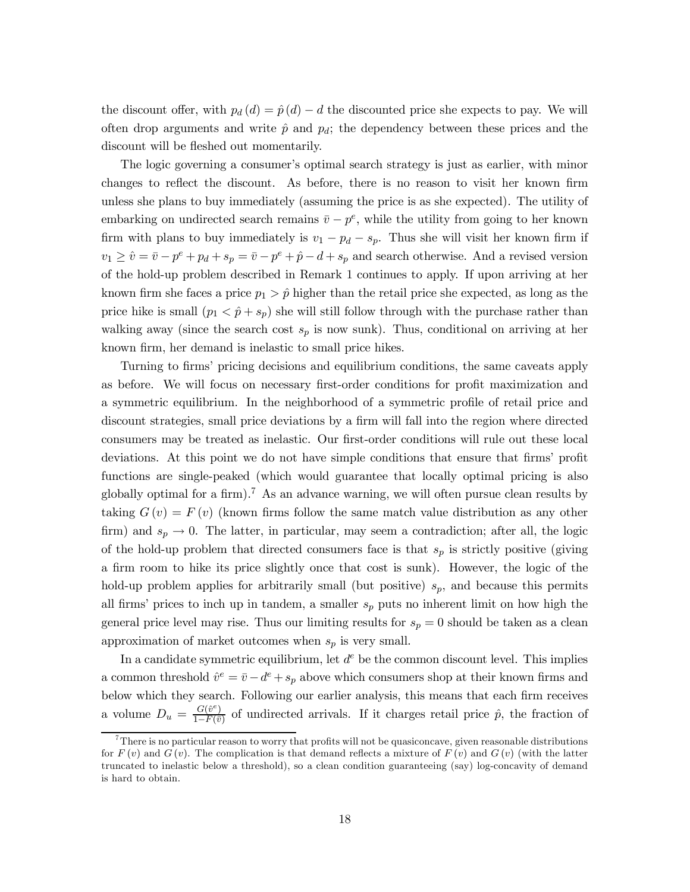the discount offer, with $p_d(d) = \hat{p}(d) - d$ the discounted price she expects to pay. We will often drop arguments and write $\hat{p}$ and $p_d$; the dependency between these prices and the discount will be fleshed out momentarily.

The logic governing a consumer's optimal search strategy is just as earlier, with minor changes to reflect the discount. As before, there is no reason to visit her known firm unless she plans to buy immediately (assuming the price is as she expected). The utility of embarking on undirected search remains $\bar{v} - p^e$, while the utility from going to her known firm with plans to buy immediately is $v_1 - p_d - s_p$. Thus she will visit her known firm if $v_1 \geq \hat{v} = \bar{v} - p^e + p_d + s_p = \bar{v} - p^e + \hat{p} - d + s_p$ and search otherwise. And a revised version of the hold-up problem described in Remark 1 continues to apply. If upon arriving at her known firm she faces a price $p_1 > \hat{p}$ higher than the retail price she expected, as long as the price hike is small ($p_1 < \hat{p} + s_p$) she will still follow through with the purchase rather than walking away (since the search cost $s_p$ is now sunk). Thus, conditional on arriving at her known firm, her demand is inelastic to small price hikes.

Turning to firms' pricing decisions and equilibrium conditions, the same caveats apply as before. We will focus on necessary first-order conditions for profit maximization and a symmetric equilibrium. In the neighborhood of a symmetric profile of retail price and discount strategies, small price deviations by a firm will fall into the region where directed consumers may be treated as inelastic. Our first-order conditions will rule out these local deviations. At this point we do not have simple conditions that ensure that firms' profit functions are single-peaked (which would guarantee that locally optimal pricing is also globally optimal for a firm).[7] As an advance warning, we will often pursue clean results by taking $G(v) = F(v)$ (known firms follow the same match value distribution as any other firm) and $s_p \to 0$. The latter, in particular, may seem a contradiction; after all, the logic of the hold-up problem that directed consumers face is that $s_p$ is strictly positive (giving a firm room to hike its price slightly once that cost is sunk). However, the logic of the hold-up problem applies for arbitrarily small (but positive) $s_p$, and because this permits all firms' prices to inch up in tandem, a smaller $s_p$ puts no inherent limit on how high the general price level may rise. Thus our limiting results for $s_p = 0$ should be taken as a clean approximation of market outcomes when $s_p$ is very small.

In a candidate symmetric equilibrium, let $d^e$ be the common discount level. This implies a common threshold $\hat{v}^e = \bar{v} - d^e + s_p$ above which consumers shop at their known firms and below which they search. Following our earlier analysis, this means that each firm receives a volume $D_u = \frac{G(\hat{v}^e)}{1 - F(\bar{v})}$ of undirected arrivals. If it charges retail price $\hat{p}$, the fraction of

[7] There is no particular reason to worry that profits will not be quasiconcave, given reasonable distributions for $F(v)$ and $G(v)$. The complication is that demand reflects a mixture of $F(v)$ and $G(v)$ (with the latter truncated to inelastic below a threshold), so a clean condition guaranteeing (say) log-concavity of demand is hard to obtain.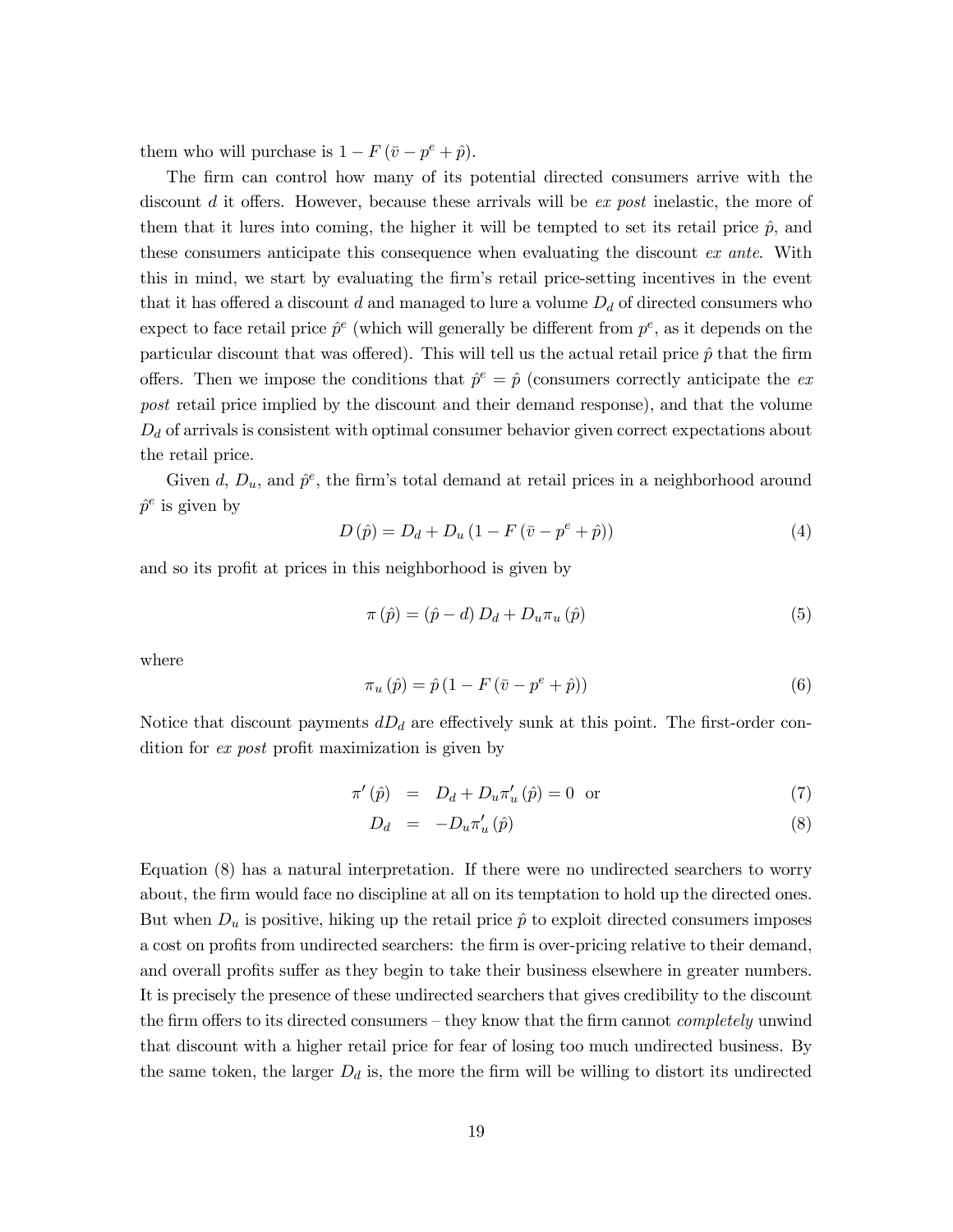them who will purchase is $1 - F(\bar{v} - p^e + \hat{p})$.

The firm can control how many of its potential directed consumers arrive with the discount $d$ it offers. However, because these arrivals will be *ex post* inelastic, the more of them that it lures into coming, the higher it will be tempted to set its retail price $\hat{p}$, and these consumers anticipate this consequence when evaluating the discount *ex ante*. With this in mind, we start by evaluating the firm's retail price-setting incentives in the event that it has offered a discount $d$ and managed to lure a volume $D_d$ of directed consumers who expect to face retail price $\hat{p}^e$ (which will generally be different from $p^e$, as it depends on the particular discount that was offered). This will tell us the actual retail price $\hat{p}$ that the firm offers. Then we impose the conditions that $\hat{p}^e = \hat{p}$ (consumers correctly anticipate the *ex post* retail price implied by the discount and their demand response), and that the volume $D_d$ of arrivals is consistent with optimal consumer behavior given correct expectations about the retail price.

Given $d$, $D_u$, and $\hat{p}^e$, the firm's total demand at retail prices in a neighborhood around $\hat{p}^e$ is given by

$$D(\hat{p}) = D_d + D_u \left(1 - F(\bar{v} - p^e + \hat{p})\right) \tag{4}$$

and so its profit at prices in this neighborhood is given by

$$\pi(\hat{p}) = (\hat{p} - d) D_d + D_u \pi_u(\hat{p}) \tag{5}$$

where

$$\pi_u(\hat{p}) = \hat{p}\left(1 - F(\bar{v} - p^e + \hat{p})\right) \tag{6}$$

Notice that discount payments $dD_d$ are effectively sunk at this point. The first-order condition for *ex post* profit maximization is given by

$$\pi'(\hat{p}) = D_d + D_u \pi_u'(\hat{p}) = 0 \quad \text{or} \tag{7}$$

$$D_d = -D_u \pi_u'(\hat{p}) \tag{8}$$

Equation (8) has a natural interpretation. If there were no undirected searchers to worry about, the firm would face no discipline at all on its temptation to hold up the directed ones. But when $D_u$ is positive, hiking up the retail price $\hat{p}$ to exploit directed consumers imposes a cost on profits from undirected searchers: the firm is over-pricing relative to their demand, and overall profits suffer as they begin to take their business elsewhere in greater numbers. It is precisely the presence of these undirected searchers that gives credibility to the discount the firm offers to its directed consumers – they know that the firm cannot *completely* unwind that discount with a higher retail price for fear of losing too much undirected business. By the same token, the larger $D_d$ is, the more the firm will be willing to distort its undirected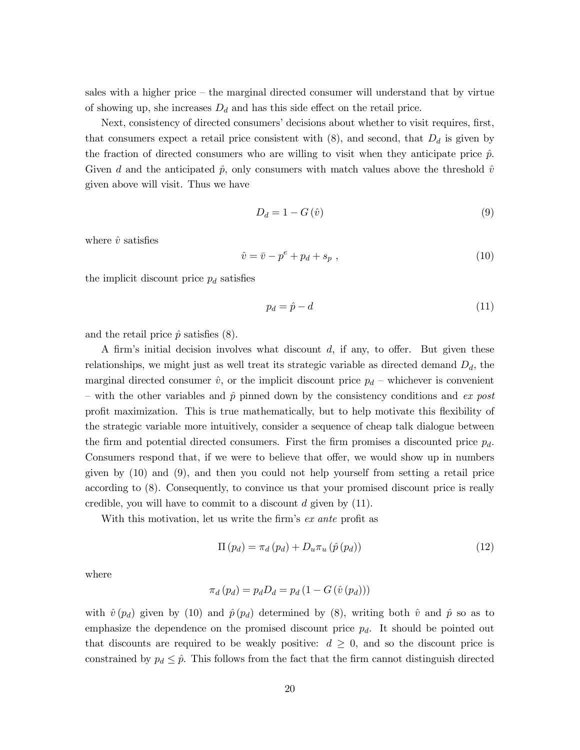sales with a higher price – the marginal directed consumer will understand that by virtue of showing up, she increases $D_d$ and has this side effect on the retail price.

Next, consistency of directed consumers' decisions about whether to visit requires, first, that consumers expect a retail price consistent with (8), and second, that $D_d$ is given by the fraction of directed consumers who are willing to visit when they anticipate price $\hat{p}$. Given $d$ and the anticipated $\hat{p}$, only consumers with match values above the threshold $\hat{v}$ given above will visit. Thus we have

$$D_d = 1 - G(\hat{v}) \tag{9}$$

where $\hat{v}$ satisfies

$$\hat{v} = \bar{v} - p^e + p_d + s_p \ , \tag{10}$$

the implicit discount price $p_d$ satisfies

$$p_d = \hat{p} - d \tag{11}$$

and the retail price $\hat{p}$ satisfies (8).

A firm's initial decision involves what discount $d$, if any, to offer. But given these relationships, we might just as well treat its strategic variable as directed demand $D_d$, the marginal directed consumer $\hat{v}$, or the implicit discount price $p_d$ – whichever is convenient – with the other variables and $\hat{p}$ pinned down by the consistency conditions and *ex post* profit maximization. This is true mathematically, but to help motivate this flexibility of the strategic variable more intuitively, consider a sequence of cheap talk dialogue between the firm and potential directed consumers. First the firm promises a discounted price $p_d$. Consumers respond that, if we were to believe that offer, we would show up in numbers given by (10) and (9), and then you could not help yourself from setting a retail price according to (8). Consequently, to convince us that your promised discount price is really credible, you will have to commit to a discount $d$ given by (11).

With this motivation, let us write the firm's *ex ante* profit as

$$\Pi(p_d) = \pi_d(p_d) + D_u \pi_u(\hat{p}(p_d)) \tag{12}$$

where

$$\pi_d(p_d) = p_d D_d = p_d (1 - G(\hat{v}(p_d)))$$

with $\hat{v}(p_d)$ given by (10) and $\hat{p}(p_d)$ determined by (8), writing both $\hat{v}$ and $\hat{p}$ so as to emphasize the dependence on the promised discount price $p_d$. It should be pointed out that discounts are required to be weakly positive: $d \geq 0$, and so the discount price is constrained by $p_d \leq \hat{p}$. This follows from the fact that the firm cannot distinguish directed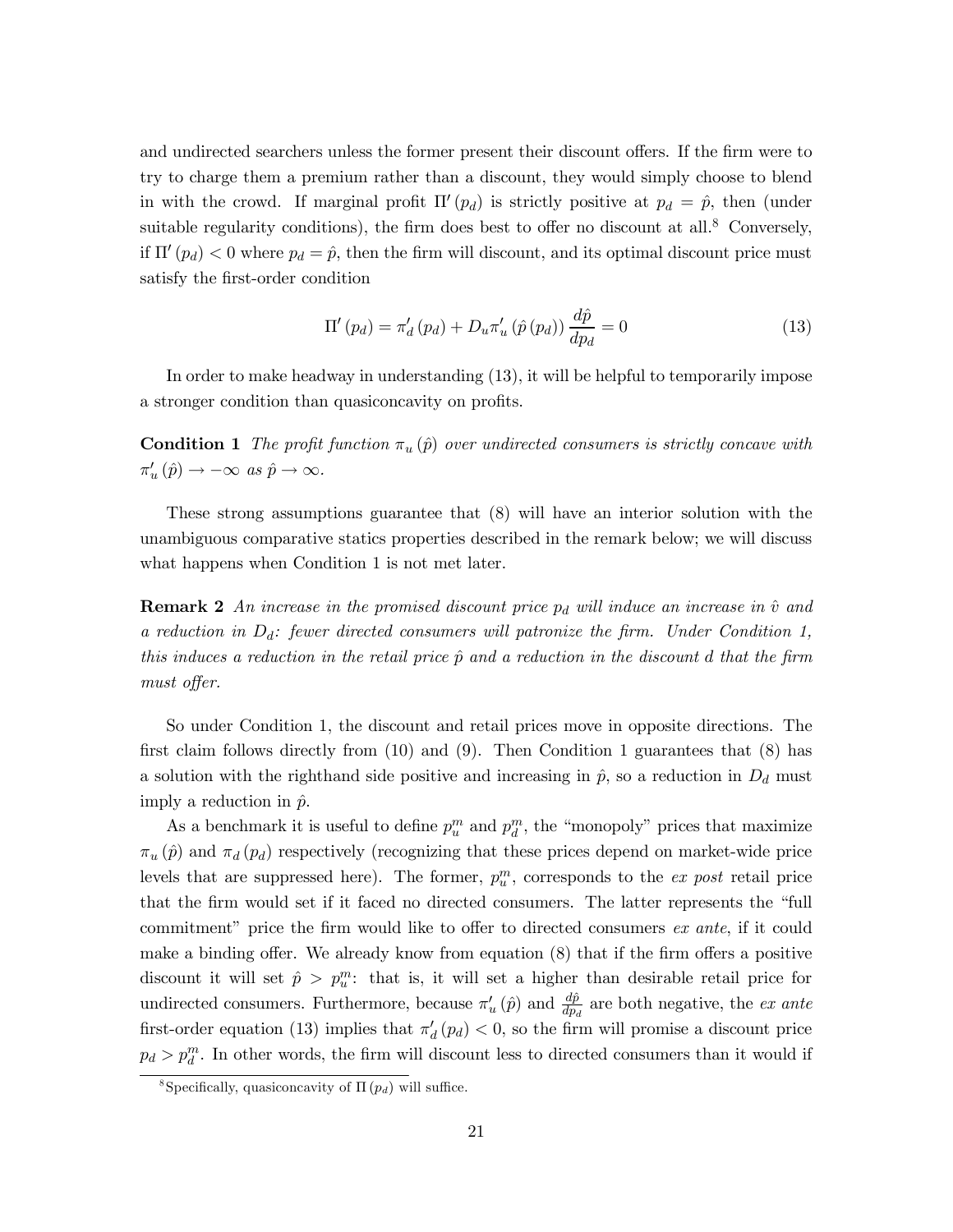and undirected searchers unless the former present their discount offers. If the firm were to try to charge them a premium rather than a discount, they would simply choose to blend in with the crowd. If marginal profit $\Pi'(p_d)$ is strictly positive at $p_d = \hat{p}$, then (under suitable regularity conditions), the firm does best to offer no discount at all.[8] Conversely, if $\Pi'(p_d) < 0$ where $p_d = \hat{p}$, then the firm will discount, and its optimal discount price must satisfy the first-order condition

$$\Pi'(p_d) = \pi_d'(p_d) + D_u \pi_u'(\hat{p}(p_d)) \frac{d\hat{p}}{dp_d} = 0 \tag{13}$$

In order to make headway in understanding (13), it will be helpful to temporarily impose a stronger condition than quasiconcavity on profits.

**Condition 1** *The profit function $\pi_u(\hat{p})$ over undirected consumers is strictly concave with $\pi_u'(\hat{p}) \to -\infty$ as $\hat{p} \to \infty$.*

These strong assumptions guarantee that (8) will have an interior solution with the unambiguous comparative statics properties described in the remark below; we will discuss what happens when Condition 1 is not met later.

**Remark 2** *An increase in the promised discount price $p_d$ will induce an increase in $\hat{v}$ and a reduction in $D_d$: fewer directed consumers will patronize the firm. Under Condition 1, this induces a reduction in the retail price $\hat{p}$ and a reduction in the discount $d$ that the firm must offer.*

So under Condition 1, the discount and retail prices move in opposite directions. The first claim follows directly from (10) and (9). Then Condition 1 guarantees that (8) has a solution with the righthand side positive and increasing in $\hat{p}$, so a reduction in $D_d$ must imply a reduction in $\hat{p}$.

As a benchmark it is useful to define $p_u^m$ and $p_d^m$, the "monopoly" prices that maximize $\pi_u(\hat{p})$ and $\pi_d(p_d)$ respectively (recognizing that these prices depend on market-wide price levels that are suppressed here). The former, $p_u^m$, corresponds to the *ex post* retail price that the firm would set if it faced no directed consumers. The latter represents the "full commitment" price the firm would like to offer to directed consumers *ex ante*, if it could make a binding offer. We already know from equation (8) that if the firm offers a positive discount it will set $\hat{p} > p_u^m$: that is, it will set a higher than desirable retail price for undirected consumers. Furthermore, because $\pi_u'(\hat{p})$ and $\frac{d\hat{p}}{dp_d}$ are both negative, the *ex ante* first-order equation (13) implies that $\pi_d'(p_d) < 0$, so the firm will promise a discount price $p_d > p_d^m$. In other words, the firm will discount less to directed consumers than it would if

[8] Specifically, quasiconcavity of $\Pi(p_d)$ will suffice.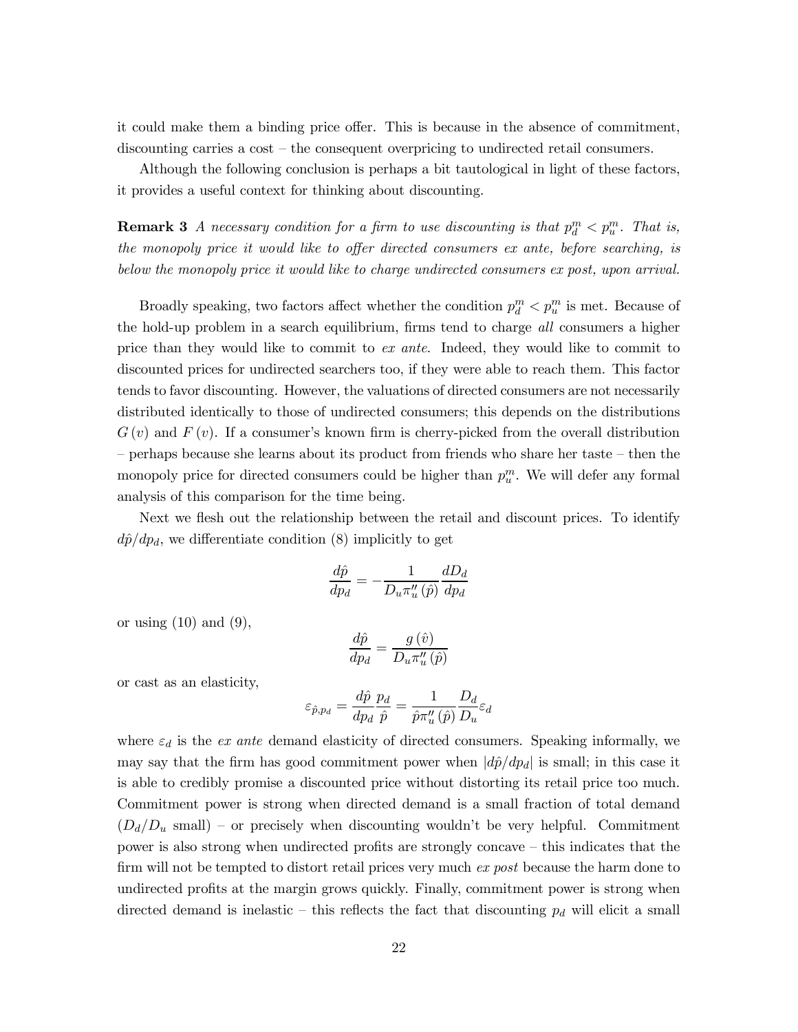it could make them a binding price offer. This is because in the absence of commitment, discounting carries a cost – the consequent overpricing to undirected retail consumers.

Although the following conclusion is perhaps a bit tautological in light of these factors, it provides a useful context for thinking about discounting.

**Remark 3** *A necessary condition for a firm to use discounting is that $p_d^m < p_u^m$. That is, the monopoly price it would like to offer directed consumers ex ante, before searching, is below the monopoly price it would like to charge undirected consumers ex post, upon arrival.*

Broadly speaking, two factors affect whether the condition $p_d^m < p_u^m$ is met. Because of the hold-up problem in a search equilibrium, firms tend to charge *all* consumers a higher price than they would like to commit to *ex ante*. Indeed, they would like to commit to discounted prices for undirected searchers too, if they were able to reach them. This factor tends to favor discounting. However, the valuations of directed consumers are not necessarily distributed identically to those of undirected consumers; this depends on the distributions $G(v)$ and $F(v)$. If a consumer's known firm is cherry-picked from the overall distribution – perhaps because she learns about its product from friends who share her taste – then the monopoly price for directed consumers could be higher than $p_u^m$. We will defer any formal analysis of this comparison for the time being.

Next we flesh out the relationship between the retail and discount prices. To identify $d\hat{p}/dp_d$, we differentiate condition (8) implicitly to get

$$\frac{d\hat{p}}{dp_d} = -\frac{1}{D_u \pi_u''(\hat{p})} \frac{dD_d}{dp_d}$$

or using (10) and (9),

$$\frac{d\hat{p}}{dp_d} = \frac{g(\hat{v})}{D_u \pi_u''(\hat{p})}$$

or cast as an elasticity,

$$\varepsilon_{\hat{p},p_d} = \frac{d\hat{p}}{dp_d}\frac{p_d}{\hat{p}} = \frac{1}{\hat{p}\pi_u''(\hat{p})}\frac{D_d}{D_u}\varepsilon_d$$

where $\varepsilon_d$ is the *ex ante* demand elasticity of directed consumers. Speaking informally, we may say that the firm has good commitment power when $|d\hat{p}/dp_d|$ is small; in this case it is able to credibly promise a discounted price without distorting its retail price too much. Commitment power is strong when directed demand is a small fraction of total demand ($D_d/D_u$ small) – or precisely when discounting wouldn't be very helpful. Commitment power is also strong when undirected profits are strongly concave – this indicates that the firm will not be tempted to distort retail prices very much *ex post* because the harm done to undirected profits at the margin grows quickly. Finally, commitment power is strong when directed demand is inelastic – this reflects the fact that discounting $p_d$ will elicit a small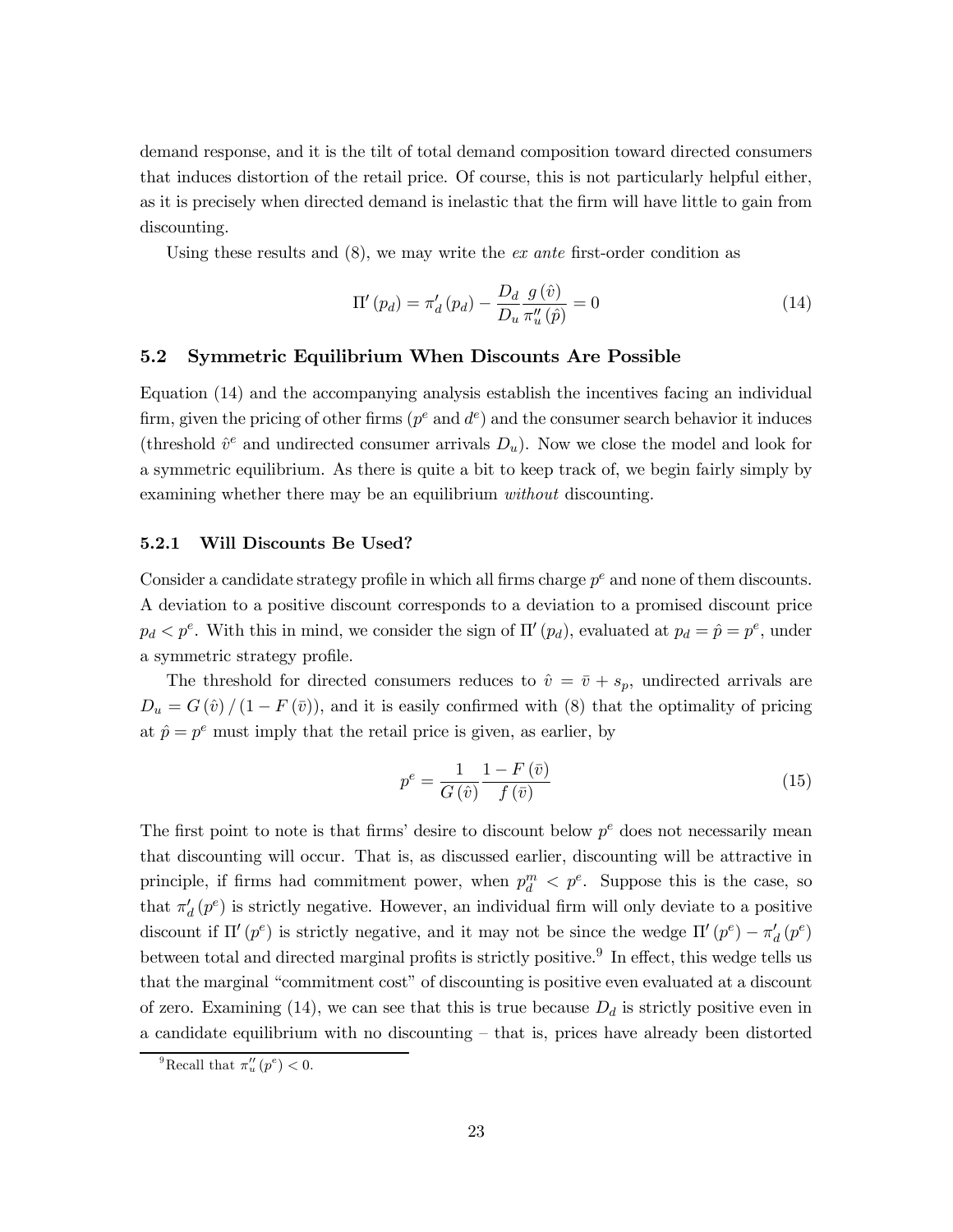demand response, and it is the tilt of total demand composition toward directed consumers that induces distortion of the retail price. Of course, this is not particularly helpful either, as it is precisely when directed demand is inelastic that the firm will have little to gain from discounting.

Using these results and (8), we may write the *ex ante* first-order condition as

$$\Pi'(p_d) = \pi'_d(p_d) - \frac{D_d}{D_u}\frac{g(\hat{v})}{\pi''_u(\hat{p})} = 0 \tag{14}$$

### 5.2 Symmetric Equilibrium When Discounts Are Possible

Equation (14) and the accompanying analysis establish the incentives facing an individual firm, given the pricing of other firms ($p^e$ and $d^e$) and the consumer search behavior it induces (threshold $\hat{v}^e$ and undirected consumer arrivals $D_u$). Now we close the model and look for a symmetric equilibrium. As there is quite a bit to keep track of, we begin fairly simply by examining whether there may be an equilibrium *without* discounting.

#### 5.2.1 Will Discounts Be Used?

Consider a candidate strategy profile in which all firms charge $p^e$ and none of them discounts. A deviation to a positive discount corresponds to a deviation to a promised discount price $p_d < p^e$. With this in mind, we consider the sign of $\Pi'(p_d)$, evaluated at $p_d = \hat{p} = p^e$, under a symmetric strategy profile.

The threshold for directed consumers reduces to $\hat{v} = \bar{v} + s_p$, undirected arrivals are $D_u = G(\hat{v})/(1 - F(\bar{v}))$, and it is easily confirmed with (8) that the optimality of pricing at $\hat{p} = p^e$ must imply that the retail price is given, as earlier, by

$$p^e = \frac{1}{G(\hat{v})}\frac{1 - F(\bar{v})}{f(\bar{v})} \tag{15}$$

The first point to note is that firms' desire to discount below $p^e$ does not necessarily mean that discounting will occur. That is, as discussed earlier, discounting will be attractive in principle, if firms had commitment power, when $p_d^m < p^e$. Suppose this is the case, so that $\pi'_d(p^e)$ is strictly negative. However, an individual firm will only deviate to a positive discount if $\Pi'(p^e)$ is strictly negative, and it may not be since the wedge $\Pi'(p^e) - \pi'_d(p^e)$ between total and directed marginal profits is strictly positive.[9] In effect, this wedge tells us that the marginal "commitment cost" of discounting is positive even evaluated at a discount of zero. Examining (14), we can see that this is true because $D_d$ is strictly positive even in a candidate equilibrium with no discounting – that is, prices have already been distorted

[9] Recall that $\pi''_u(p^e) < 0$.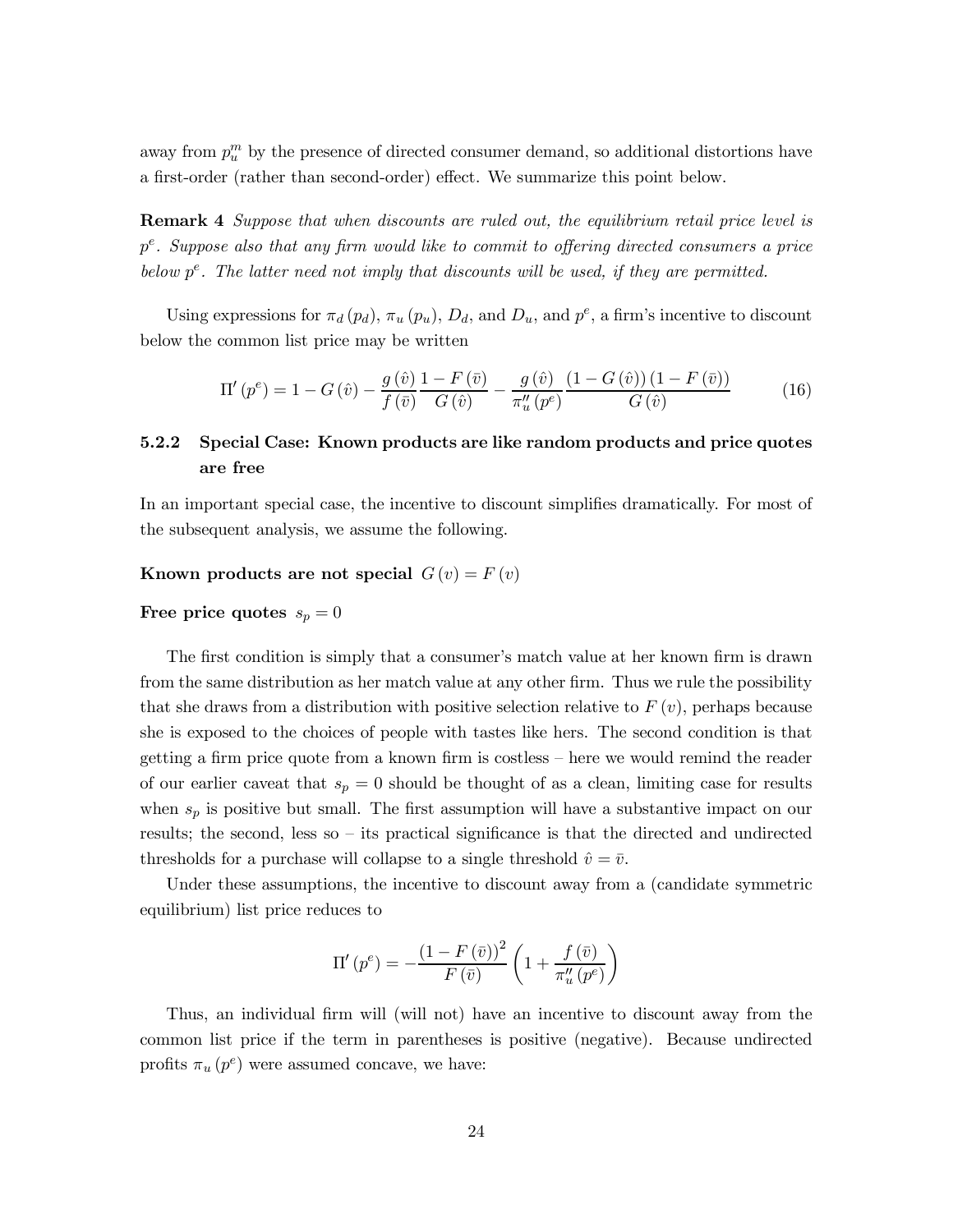away from $p_u^m$ by the presence of directed consumer demand, so additional distortions have a first-order (rather than second-order) effect. We summarize this point below.

**Remark 4** *Suppose that when discounts are ruled out, the equilibrium retail price level is $p^e$. Suppose also that any firm would like to commit to offering directed consumers a price below $p^e$. The latter need not imply that discounts will be used, if they are permitted.*

Using expressions for $\pi_d(p_d)$, $\pi_u(p_u)$, $D_d$, and $D_u$, and $p^e$, a firm's incentive to discount below the common list price may be written

$$\Pi'(p^e) = 1 - G(\hat{v}) - \frac{g(\hat{v})}{f(\bar{v})}\frac{1-F(\bar{v})}{G(\hat{v})} - \frac{g(\hat{v})}{\pi_u''(p^e)}\frac{(1-G(\hat{v}))(1-F(\bar{v}))}{G(\hat{v})} \tag{16}$$

### 5.2.2 Special Case: Known products are like random products and price quotes are free

In an important special case, the incentive to discount simplifies dramatically. For most of the subsequent analysis, we assume the following.

**Known products are not special** $G(v) = F(v)$

**Free price quotes** $s_p = 0$

The first condition is simply that a consumer's match value at her known firm is drawn from the same distribution as her match value at any other firm. Thus we rule the possibility that she draws from a distribution with positive selection relative to $F(v)$, perhaps because she is exposed to the choices of people with tastes like hers. The second condition is that getting a firm price quote from a known firm is costless – here we would remind the reader of our earlier caveat that $s_p = 0$ should be thought of as a clean, limiting case for results when $s_p$ is positive but small. The first assumption will have a substantive impact on our results; the second, less so – its practical significance is that the directed and undirected thresholds for a purchase will collapse to a single threshold $\hat{v} = \bar{v}$.

Under these assumptions, the incentive to discount away from a (candidate symmetric equilibrium) list price reduces to

$$\Pi'(p^e) = -\frac{(1-F(\bar{v}))^2}{F(\bar{v})}\left(1 + \frac{f(\bar{v})}{\pi_u''(p^e)}\right)$$

Thus, an individual firm will (will not) have an incentive to discount away from the common list price if the term in parentheses is positive (negative). Because undirected profits $\pi_u(p^e)$ were assumed concave, we have: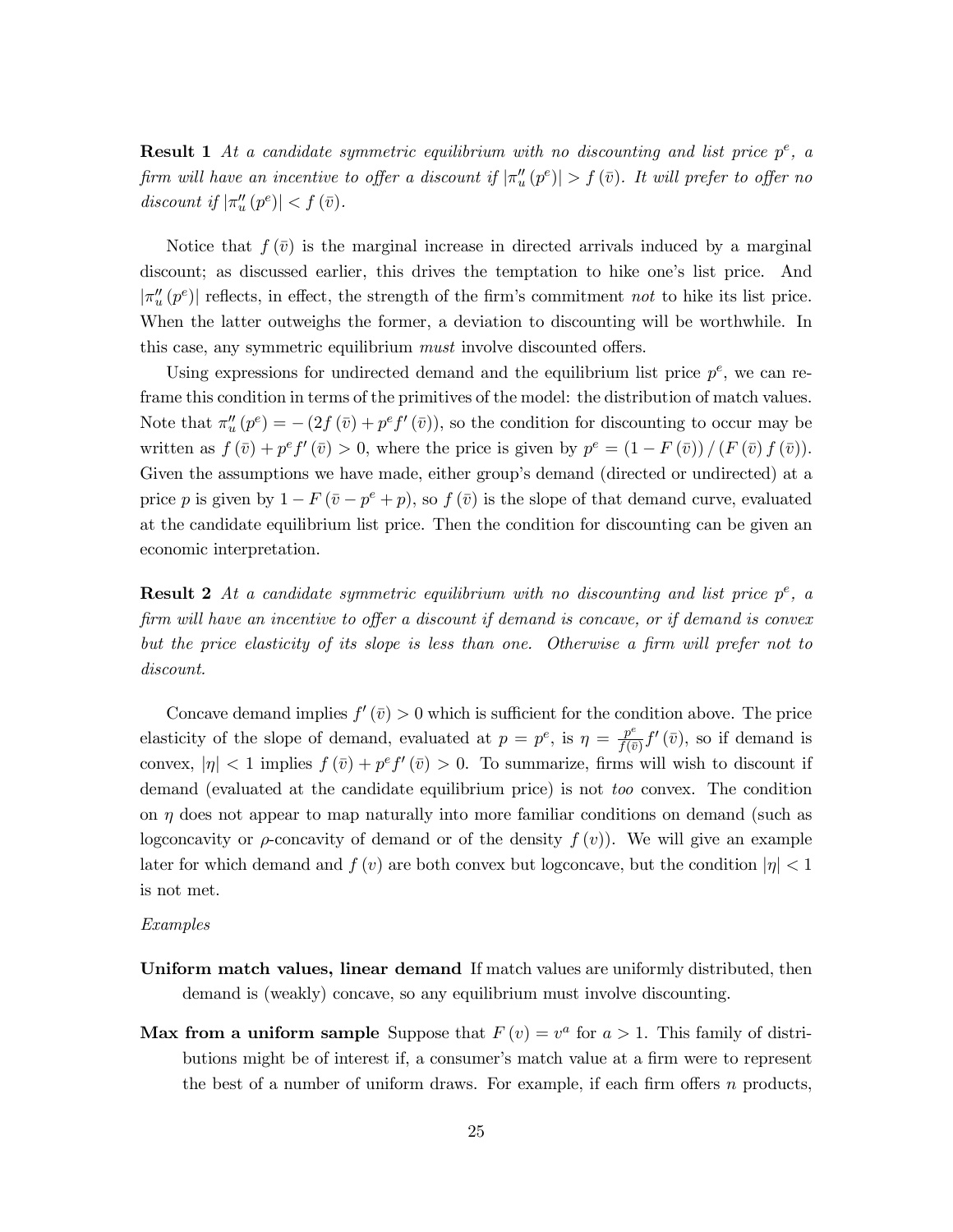**Result 1** *At a candidate symmetric equilibrium with no discounting and list price $p^e$, a firm will have an incentive to offer a discount if $|\pi_u''(p^e)| > f(\bar{v})$. It will prefer to offer no discount if $|\pi_u''(p^e)| < f(\bar{v})$.*

Notice that $f(\bar{v})$ is the marginal increase in directed arrivals induced by a marginal discount; as discussed earlier, this drives the temptation to hike one's list price. And $|\pi_u''(p^e)|$ reflects, in effect, the strength of the firm's commitment *not* to hike its list price. When the latter outweighs the former, a deviation to discounting will be worthwhile. In this case, any symmetric equilibrium *must* involve discounted offers.

Using expressions for undirected demand and the equilibrium list price $p^e$, we can reframe this condition in terms of the primitives of the model: the distribution of match values. Note that $\pi_u''(p^e) = -(2f(\bar{v}) + p^e f'(\bar{v}))$, so the condition for discounting to occur may be written as $f(\bar{v}) + p^e f'(\bar{v}) > 0$, where the price is given by $p^e = (1 - F(\bar{v})) / (F(\bar{v}) f(\bar{v}))$. Given the assumptions we have made, either group's demand (directed or undirected) at a price $p$ is given by $1 - F(\bar{v} - p^e + p)$, so $f(\bar{v})$ is the slope of that demand curve, evaluated at the candidate equilibrium list price. Then the condition for discounting can be given an economic interpretation.

**Result 2** *At a candidate symmetric equilibrium with no discounting and list price $p^e$, a firm will have an incentive to offer a discount if demand is concave, or if demand is convex but the price elasticity of its slope is less than one. Otherwise a firm will prefer not to discount.*

Concave demand implies $f'(\bar{v}) > 0$ which is sufficient for the condition above. The price elasticity of the slope of demand, evaluated at $p = p^e$, is $\eta = \frac{p^e}{f(\bar{v})} f'(\bar{v})$, so if demand is convex, $|\eta| < 1$ implies $f(\bar{v}) + p^e f'(\bar{v}) > 0$. To summarize, firms will wish to discount if demand (evaluated at the candidate equilibrium price) is not *too* convex. The condition on $\eta$ does not appear to map naturally into more familiar conditions on demand (such as logconcavity or $\rho$-concavity of demand or of the density $f(v)$). We will give an example later for which demand and $f(v)$ are both convex but logconcave, but the condition $|\eta| < 1$ is not met.

*Examples*

**Uniform match values, linear demand** If match values are uniformly distributed, then demand is (weakly) concave, so any equilibrium must involve discounting.

**Max from a uniform sample** Suppose that $F(v) = v^a$ for $a > 1$. This family of distributions might be of interest if, a consumer's match value at a firm were to represent the best of a number of uniform draws. For example, if each firm offers $n$ products,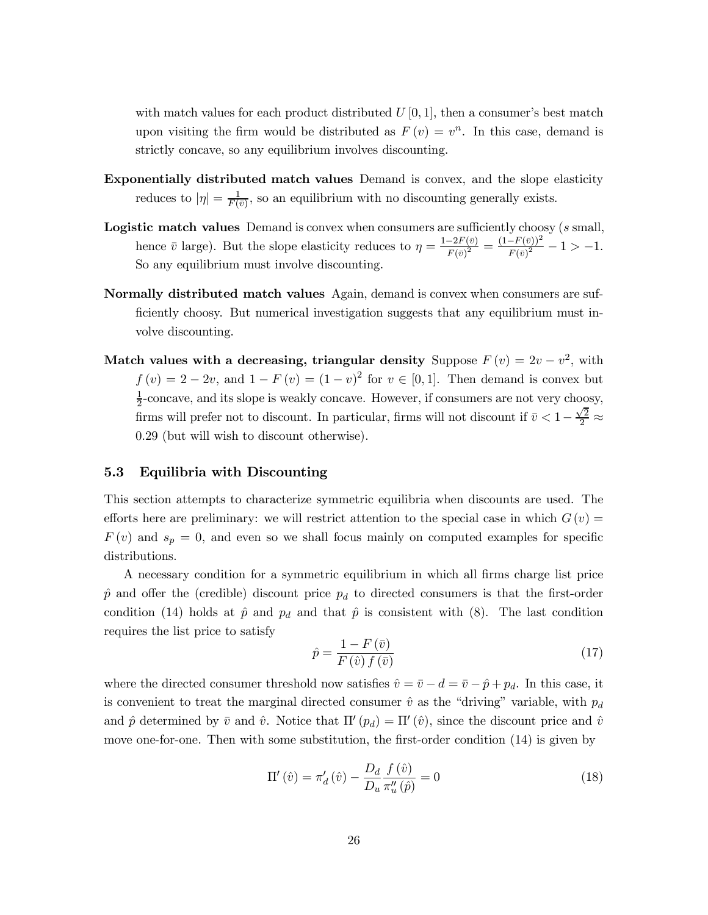with match values for each product distributed $U[0,1]$, then a consumer's best match upon visiting the firm would be distributed as $F(v) = v^n$. In this case, demand is strictly concave, so any equilibrium involves discounting.

**Exponentially distributed match values** Demand is convex, and the slope elasticity reduces to $|\eta| = \frac{1}{F(\bar{v})}$, so an equilibrium with no discounting generally exists.

**Logistic match values** Demand is convex when consumers are sufficiently choosy ($s$ small, hence $\bar{v}$ large). But the slope elasticity reduces to $\eta = \frac{1-2F(\bar{v})}{F(\bar{v})^2} = \frac{(1-F(\bar{v}))^2}{F(\bar{v})^2} - 1 > -1$. So any equilibrium must involve discounting.

**Normally distributed match values** Again, demand is convex when consumers are sufficiently choosy. But numerical investigation suggests that any equilibrium must involve discounting.

**Match values with a decreasing, triangular density** Suppose $F(v) = 2v - v^2$, with $f(v) = 2 - 2v$, and $1 - F(v) = (1-v)^2$ for $v \in [0,1]$. Then demand is convex but $\frac{1}{2}$-concave, and its slope is weakly concave. However, if consumers are not very choosy, firms will prefer not to discount. In particular, firms will not discount if $\bar{v} < 1 - \frac{\sqrt{2}}{2} \approx 0.29$ (but will wish to discount otherwise).

### 5.3 Equilibria with Discounting

This section attempts to characterize symmetric equilibria when discounts are used. The efforts here are preliminary: we will restrict attention to the special case in which $G(v) = F(v)$ and $s_p = 0$, and even so we shall focus mainly on computed examples for specific distributions.

A necessary condition for a symmetric equilibrium in which all firms charge list price $\hat{p}$ and offer the (credible) discount price $p_d$ to directed consumers is that the first-order condition (14) holds at $\hat{p}$ and $p_d$ and that $\hat{p}$ is consistent with (8). The last condition requires the list price to satisfy

$$\hat{p} = \frac{1 - F(\bar{v})}{F(\hat{v}) f(\bar{v})} \tag{17}$$

where the directed consumer threshold now satisfies $\hat{v} = \bar{v} - d = \bar{v} - \hat{p} + p_d$. In this case, it is convenient to treat the marginal directed consumer $\hat{v}$ as the "driving" variable, with $p_d$ and $\hat{p}$ determined by $\bar{v}$ and $\hat{v}$. Notice that $\Pi'(p_d) = \Pi'(\hat{v})$, since the discount price and $\hat{v}$ move one-for-one. Then with some substitution, the first-order condition (14) is given by

$$\Pi'(\hat{v}) = \pi_d'(\hat{v}) - \frac{D_d}{D_u} \frac{f(\hat{v})}{\pi_u''(\hat{p})} = 0 \tag{18}$$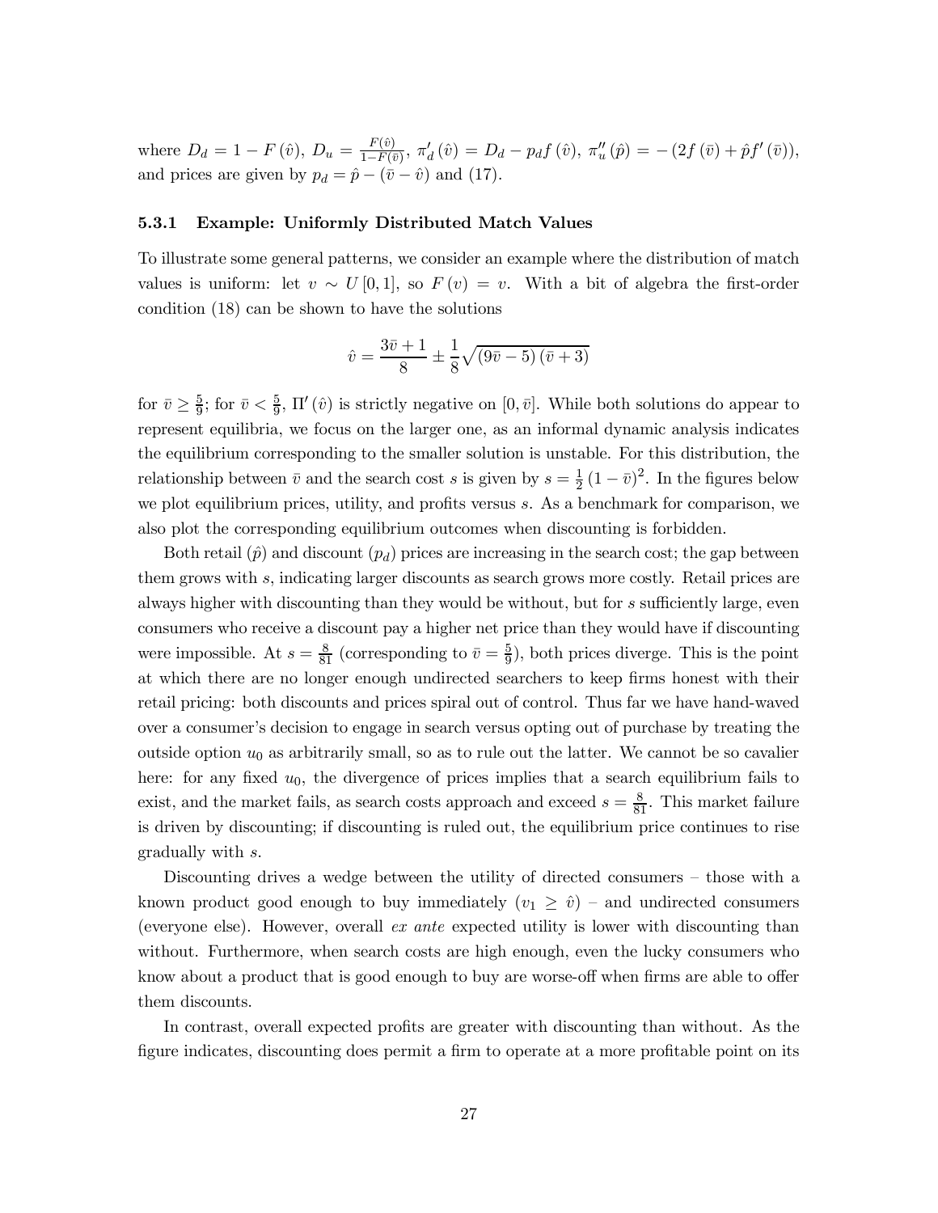where $D_d = 1 - F(\hat{v})$, $D_u = \frac{F(\hat{v})}{1-F(\bar{v})}$, $\pi_d'(\hat{v}) = D_d - p_d f(\hat{v})$, $\pi_u''(\hat{p}) = -(2f(\bar{v}) + \hat{p}f'(\bar{v}))$, and prices are given by $p_d = \hat{p} - (\bar{v} - \hat{v})$ and (17).

### 5.3.1 Example: Uniformly Distributed Match Values

To illustrate some general patterns, we consider an example where the distribution of match values is uniform: let $v \sim U[0,1]$, so $F(v) = v$. With a bit of algebra the first-order condition (18) can be shown to have the solutions

$$\hat{v} = \frac{3\bar{v}+1}{8} \pm \frac{1}{8}\sqrt{(9\bar{v}-5)(\bar{v}+3)}$$

for $\bar{v} \geq \frac{5}{9}$; for $\bar{v} < \frac{5}{9}$, $\Pi'(\hat{v})$ is strictly negative on $[0, \bar{v}]$. While both solutions do appear to represent equilibria, we focus on the larger one, as an informal dynamic analysis indicates the equilibrium corresponding to the smaller solution is unstable. For this distribution, the relationship between $\bar{v}$ and the search cost $s$ is given by $s = \frac{1}{2}(1-\bar{v})^2$. In the figures below we plot equilibrium prices, utility, and profits versus $s$. As a benchmark for comparison, we also plot the corresponding equilibrium outcomes when discounting is forbidden.

Both retail ($\hat{p}$) and discount ($p_d$) prices are increasing in the search cost; the gap between them grows with $s$, indicating larger discounts as search grows more costly. Retail prices are always higher with discounting than they would be without, but for $s$ sufficiently large, even consumers who receive a discount pay a higher net price than they would have if discounting were impossible. At $s = \frac{8}{81}$ (corresponding to $\bar{v} = \frac{5}{9}$), both prices diverge. This is the point at which there are no longer enough undirected searchers to keep firms honest with their retail pricing: both discounts and prices spiral out of control. Thus far we have hand-waved over a consumer's decision to engage in search versus opting out of purchase by treating the outside option $u_0$ as arbitrarily small, so as to rule out the latter. We cannot be so cavalier here: for any fixed $u_0$, the divergence of prices implies that a search equilibrium fails to exist, and the market fails, as search costs approach and exceed $s = \frac{8}{81}$. This market failure is driven by discounting; if discounting is ruled out, the equilibrium price continues to rise gradually with $s$.

Discounting drives a wedge between the utility of directed consumers – those with a known product good enough to buy immediately ($v_1 \geq \hat{v}$) – and undirected consumers (everyone else). However, overall *ex ante* expected utility is lower with discounting than without. Furthermore, when search costs are high enough, even the lucky consumers who know about a product that is good enough to buy are worse-off when firms are able to offer them discounts.

In contrast, overall expected profits are greater with discounting than without. As the figure indicates, discounting does permit a firm to operate at a more profitable point on its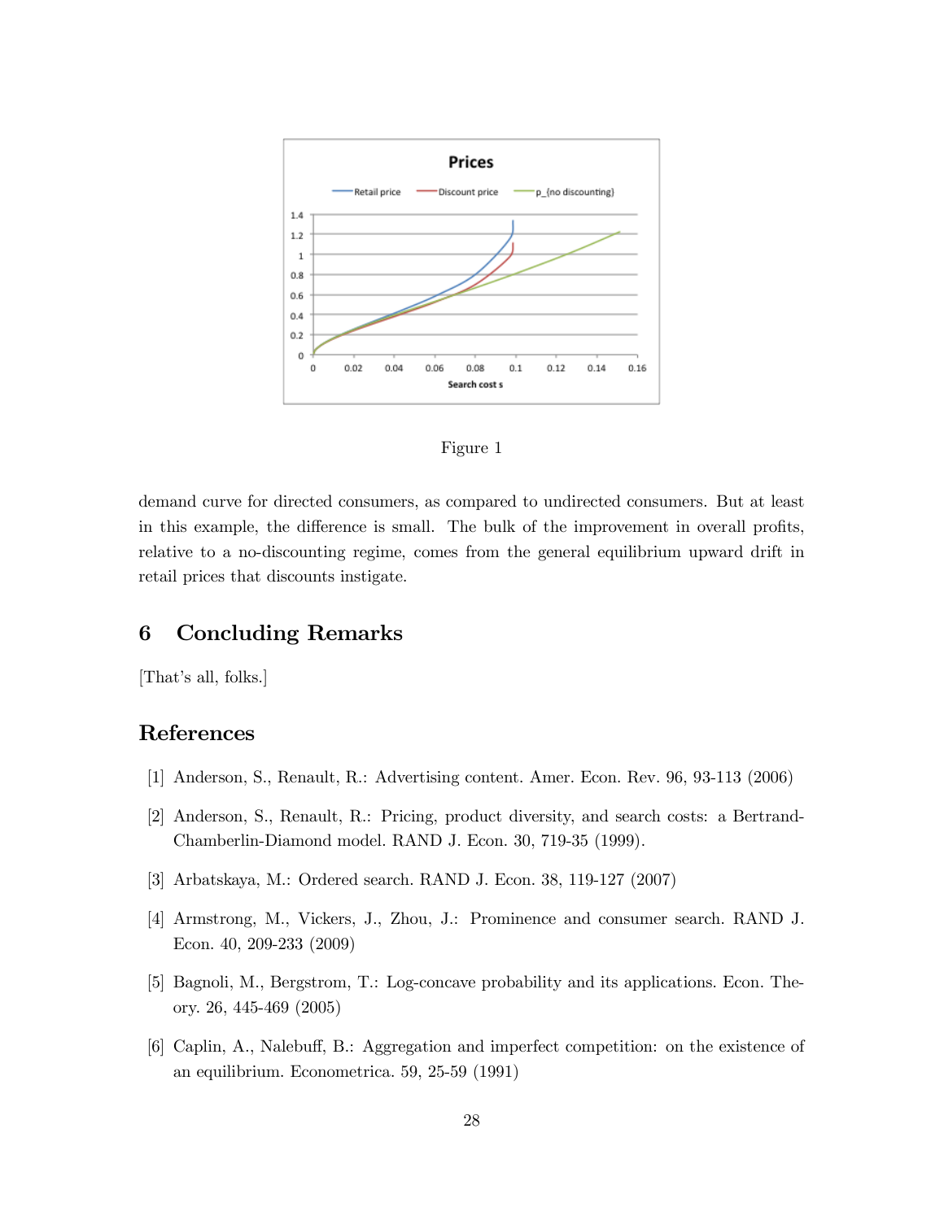Figure 1

demand curve for directed consumers, as compared to undirected consumers. But at least in this example, the difference is small. The bulk of the improvement in overall profits, relative to a no-discounting regime, comes from the general equilibrium upward drift in retail prices that discounts instigate.

## 6 Concluding Remarks

[That's all, folks.]

## References

[1] Anderson, S., Renault, R.: Advertising content. Amer. Econ. Rev. 96, 93-113 (2006)

[2] Anderson, S., Renault, R.: Pricing, product diversity, and search costs: a Bertrand-Chamberlin-Diamond model. RAND J. Econ. 30, 719-35 (1999).

[3] Arbatskaya, M.: Ordered search. RAND J. Econ. 38, 119-127 (2007)

[4] Armstrong, M., Vickers, J., Zhou, J.: Prominence and consumer search. RAND J. Econ. 40, 209-233 (2009)

[5] Bagnoli, M., Bergstrom, T.: Log-concave probability and its applications. Econ. Theory. 26, 445-469 (2005)

[6] Caplin, A., Nalebuff, B.: Aggregation and imperfect competition: on the existence of an equilibrium. Econometrica. 59, 25-59 (1991)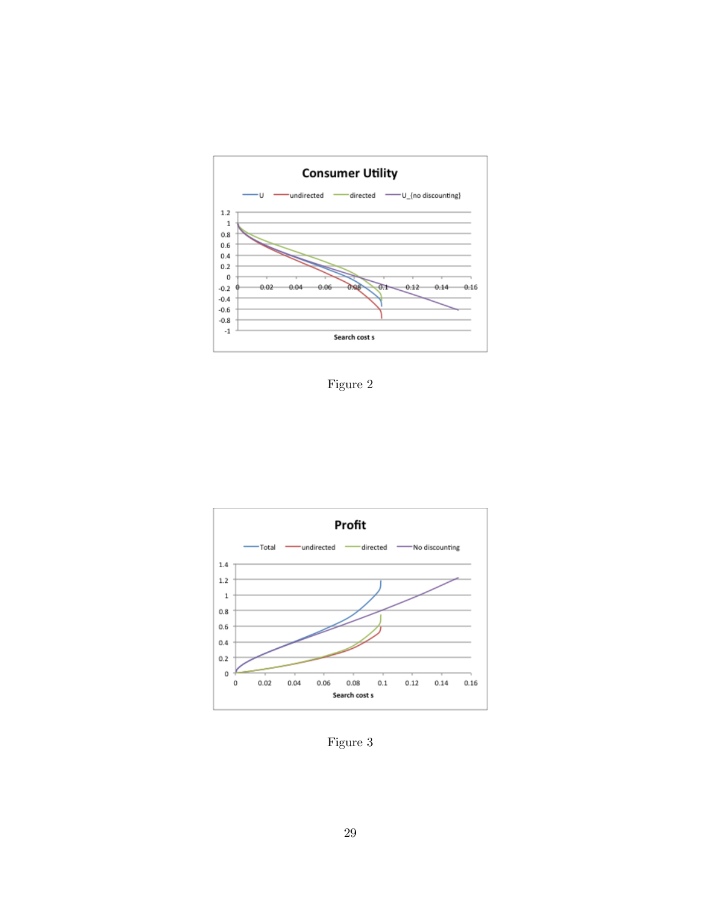Figure 2

Figure 3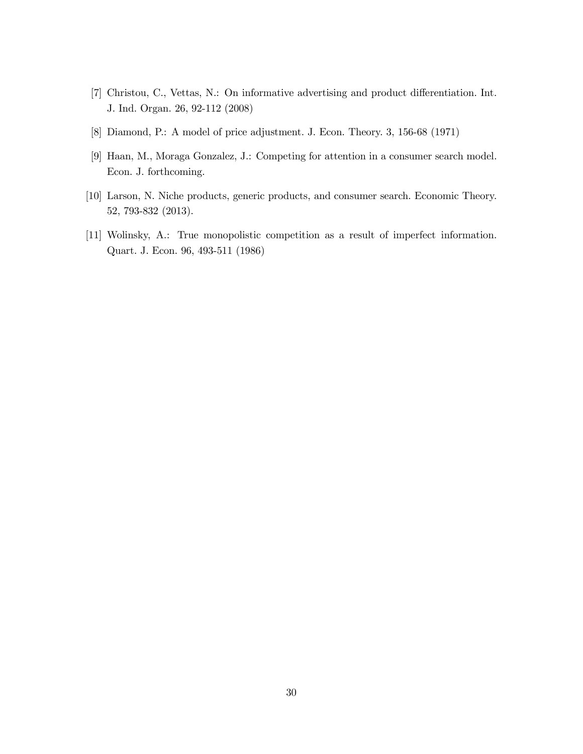[7] Christou, C., Vettas, N.: On informative advertising and product differentiation. Int. J. Ind. Organ. 26, 92-112 (2008)

[8] Diamond, P.: A model of price adjustment. J. Econ. Theory. 3, 156-68 (1971)

[9] Haan, M., Moraga Gonzalez, J.: Competing for attention in a consumer search model. Econ. J. forthcoming.

[10] Larson, N. Niche products, generic products, and consumer search. Economic Theory. 52, 793-832 (2013).

[11] Wolinsky, A.: True monopolistic competition as a result of imperfect information. Quart. J. Econ. 96, 493-511 (1986)